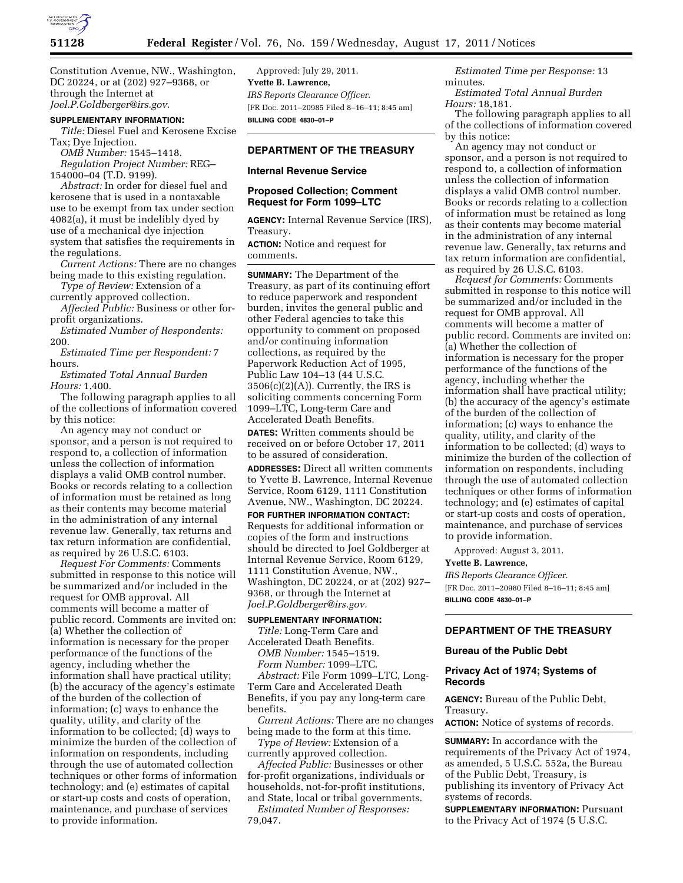Constitution Avenue, NW., Washington, DC 20224, or at (202) 927–9368, or through the Internet at *Joel.P.Goldberger@irs.gov.*

**SUPPLEMENTARY INFORMATION:**

*Title:* Diesel Fuel and Kerosene Excise Tax; Dye Injection.

*OMB Number:* 1545–1418.

*Regulation Project Number:* REG–154000–04 (T.D. 9199).

*Abstract:* In order for diesel fuel and kerosene that is used in a nontaxable use to be exempt from tax under section 4082(a), it must be indelibly dyed by use of a mechanical dye injection system that satisfies the requirements in the regulations.

*Current Actions:* There are no changes being made to this existing regulation.

*Type of Review:* Extension of a currently approved collection.

*Affected Public:* Business or other for-profit organizations.

*Estimated Number of Respondents:* 200.

*Estimated Time per Respondent:* 7 hours.

*Estimated Total Annual Burden Hours:* 1,400.

The following paragraph applies to all of the collections of information covered by this notice:

An agency may not conduct or sponsor, and a person is not required to respond to, a collection of information unless the collection of information displays a valid OMB control number. Books or records relating to a collection of information must be retained as long as their contents may become material in the administration of any internal revenue law. Generally, tax returns and tax return information are confidential, as required by 26 U.S.C. 6103.

*Request For Comments:* Comments submitted in response to this notice will be summarized and/or included in the request for OMB approval. All comments will become a matter of public record. Comments are invited on: (a) Whether the collection of information is necessary for the proper performance of the functions of the agency, including whether the information shall have practical utility; (b) the accuracy of the agency's estimate of the burden of the collection of information; (c) ways to enhance the quality, utility, and clarity of the information to be collected; (d) ways to minimize the burden of the collection of information on respondents, including through the use of automated collection techniques or other forms of information technology; and (e) estimates of capital or start-up costs and costs of operation, maintenance, and purchase of services to provide information.

Approved: July 29, 2011.

**Yvette B. Lawrence,**

*IRS Reports Clearance Officer.*

[FR Doc. 2011–20985 Filed 8–16–11; 8:45 am]

**BILLING CODE 4830–01–P**

## DEPARTMENT OF THE TREASURY

### Internal Revenue Service

### Proposed Collection; Comment Request for Form 1099–LTC

**AGENCY:** Internal Revenue Service (IRS), Treasury.

**ACTION:** Notice and request for comments.

**SUMMARY:** The Department of the Treasury, as part of its continuing effort to reduce paperwork and respondent burden, invites the general public and other Federal agencies to take this opportunity to comment on proposed and/or continuing information collections, as required by the Paperwork Reduction Act of 1995, Public Law 104–13 (44 U.S.C. 3506(c)(2)(A)). Currently, the IRS is soliciting comments concerning Form 1099–LTC, Long-term Care and Accelerated Death Benefits.

**DATES:** Written comments should be received on or before October 17, 2011 to be assured of consideration.

**ADDRESSES:** Direct all written comments to Yvette B. Lawrence, Internal Revenue Service, Room 6129, 1111 Constitution Avenue, NW., Washington, DC 20224.

**FOR FURTHER INFORMATION CONTACT:** Requests for additional information or copies of the form and instructions should be directed to Joel Goldberger at Internal Revenue Service, Room 6129, 1111 Constitution Avenue, NW., Washington, DC 20224, or at (202) 927–9368, or through the Internet at *Joel.P.Goldberger@irs.gov.*

**SUPPLEMENTARY INFORMATION:**

*Title:* Long-Term Care and Accelerated Death Benefits.

*OMB Number:* 1545–1519.

*Form Number:* 1099–LTC.

*Abstract:* File Form 1099–LTC, Long-Term Care and Accelerated Death Benefits, if you pay any long-term care benefits.

*Current Actions:* There are no changes being made to the form at this time.

*Type of Review:* Extension of a currently approved collection.

*Affected Public:* Businesses or other for-profit organizations, individuals or households, not-for-profit institutions, and State, local or tribal governments.

*Estimated Number of Responses:* 79,047.

*Estimated Time per Response:* 13 minutes.

*Estimated Total Annual Burden Hours:* 18,181.

The following paragraph applies to all of the collections of information covered by this notice:

An agency may not conduct or sponsor, and a person is not required to respond to, a collection of information unless the collection of information displays a valid OMB control number. Books or records relating to a collection of information must be retained as long as their contents may become material in the administration of any internal revenue law. Generally, tax returns and tax return information are confidential, as required by 26 U.S.C. 6103.

*Request for Comments:* Comments submitted in response to this notice will be summarized and/or included in the request for OMB approval. All comments will become a matter of public record. Comments are invited on: (a) Whether the collection of information is necessary for the proper performance of the functions of the agency, including whether the information shall have practical utility; (b) the accuracy of the agency's estimate of the burden of the collection of information; (c) ways to enhance the quality, utility, and clarity of the information to be collected; (d) ways to minimize the burden of the collection of information on respondents, including through the use of automated collection techniques or other forms of information technology; and (e) estimates of capital or start-up costs and costs of operation, maintenance, and purchase of services to provide information.

Approved: August 3, 2011.

**Yvette B. Lawrence,**

*IRS Reports Clearance Officer.*

[FR Doc. 2011–20980 Filed 8–16–11; 8:45 am]

**BILLING CODE 4830–01–P**

## DEPARTMENT OF THE TREASURY

### Bureau of the Public Debt

### Privacy Act of 1974; Systems of Records

**AGENCY:** Bureau of the Public Debt, Treasury.

**ACTION:** Notice of systems of records.

**SUMMARY:** In accordance with the requirements of the Privacy Act of 1974, as amended, 5 U.S.C. 552a, the Bureau of the Public Debt, Treasury, is publishing its inventory of Privacy Act systems of records.

**SUPPLEMENTARY INFORMATION:** Pursuant to the Privacy Act of 1974 (5 U.S.C.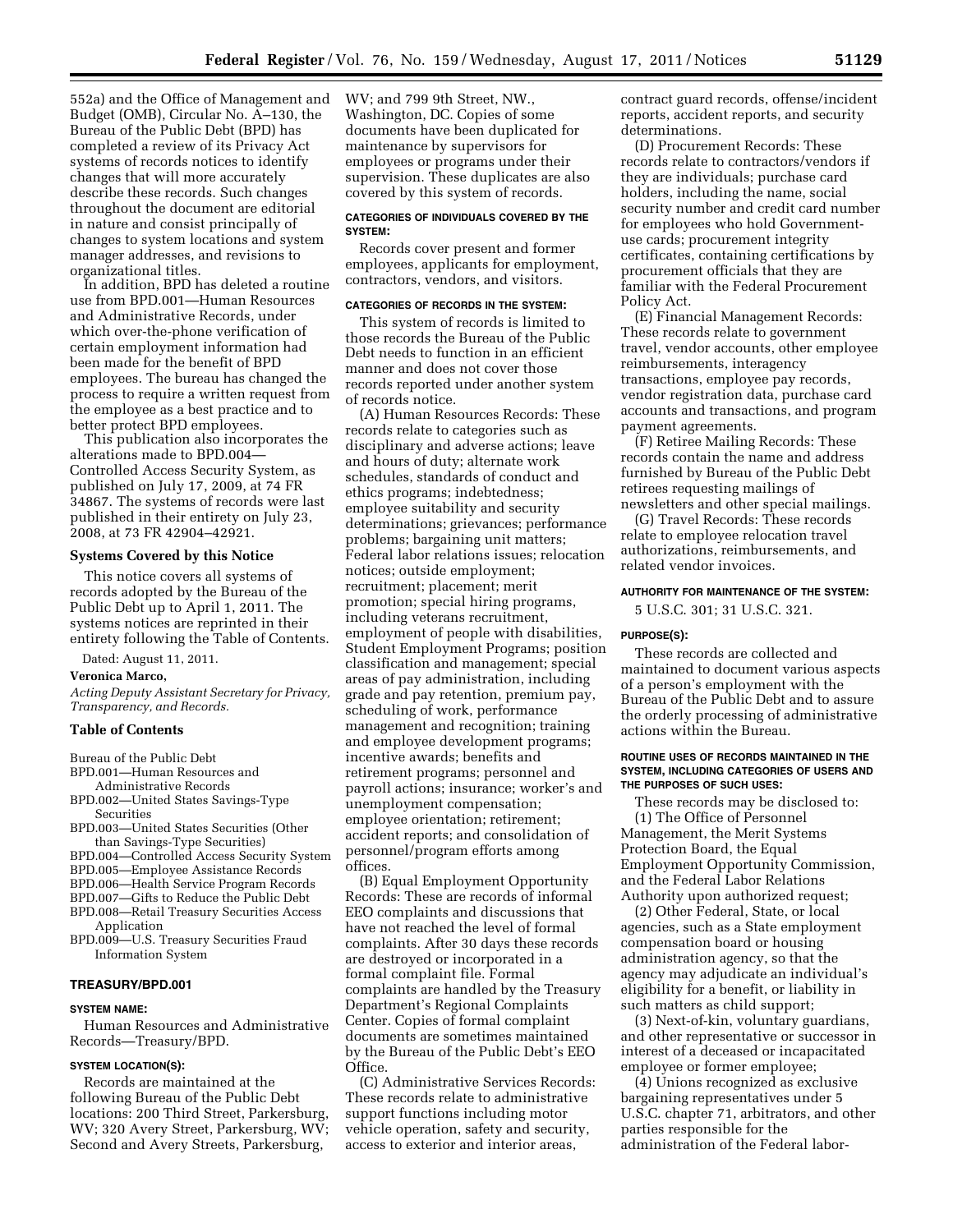552a) and the Office of Management and Budget (OMB), Circular No. A–130, the Bureau of the Public Debt (BPD) has completed a review of its Privacy Act systems of records notices to identify changes that will more accurately describe these records. Such changes throughout the document are editorial in nature and consist principally of changes to system locations and system manager addresses, and revisions to organizational titles.

In addition, BPD has deleted a routine use from BPD.001—Human Resources and Administrative Records, under which over-the-phone verification of certain employment information had been made for the benefit of BPD employees. The bureau has changed the process to require a written request from the employee as a best practice and to better protect BPD employees.

This publication also incorporates the alterations made to BPD.004—Controlled Access Security System, as published on July 17, 2009, at 74 FR 34867. The systems of records were last published in their entirety on July 23, 2008, at 73 FR 42904–42921.

## Systems Covered by this Notice

This notice covers all systems of records adopted by the Bureau of the Public Debt up to April 1, 2011. The systems notices are reprinted in their entirety following the Table of Contents.

Dated: August 11, 2011.

**Veronica Marco,**

*Acting Deputy Assistant Secretary for Privacy, Transparency, and Records.*

## Table of Contents

Bureau of the Public Debt
- BPD.001—Human Resources and Administrative Records
- BPD.002—United States Savings-Type Securities
- BPD.003—United States Securities (Other than Savings-Type Securities)
- BPD.004—Controlled Access Security System
- BPD.005—Employee Assistance Records
- BPD.006—Health Service Program Records
- BPD.007—Gifts to Reduce the Public Debt
- BPD.008—Retail Treasury Securities Access Application
- BPD.009—U.S. Treasury Securities Fraud Information System

### TREASURY/BPD.001

#### SYSTEM NAME:

Human Resources and Administrative Records—Treasury/BPD.

#### SYSTEM LOCATION(S):

Records are maintained at the following Bureau of the Public Debt locations: 200 Third Street, Parkersburg, WV; 320 Avery Street, Parkersburg, WV; Second and Avery Streets, Parkersburg, WV; and 799 9th Street, NW., Washington, DC. Copies of some documents have been duplicated for maintenance by supervisors for employees or programs under their supervision. These duplicates are also covered by this system of records.

#### CATEGORIES OF INDIVIDUALS COVERED BY THE SYSTEM:

Records cover present and former employees, applicants for employment, contractors, vendors, and visitors.

#### CATEGORIES OF RECORDS IN THE SYSTEM:

This system of records is limited to those records the Bureau of the Public Debt needs to function in an efficient manner and does not cover those records reported under another system of records notice.

(A) Human Resources Records: These records relate to categories such as disciplinary and adverse actions; leave and hours of duty; alternate work schedules, standards of conduct and ethics programs; indebtedness; employee suitability and security determinations; grievances; performance problems; bargaining unit matters; Federal labor relations issues; relocation notices; outside employment; recruitment; placement; merit promotion; special hiring programs, including veterans recruitment, employment of people with disabilities, Student Employment Programs; position classification and management; special areas of pay administration, including grade and pay retention, premium pay, scheduling of work, performance management and recognition; training and employee development programs; incentive awards; benefits and retirement programs; personnel and payroll actions; insurance; worker's and unemployment compensation; employee orientation; retirement; accident reports; and consolidation of personnel/program efforts among offices.

(B) Equal Employment Opportunity Records: These are records of informal EEO complaints and discussions that have not reached the level of formal complaints. After 30 days these records are destroyed or incorporated in a formal complaint file. Formal complaints are handled by the Treasury Department's Regional Complaints Center. Copies of formal complaint documents are sometimes maintained by the Bureau of the Public Debt's EEO Office.

(C) Administrative Services Records: These records relate to administrative support functions including motor vehicle operation, safety and security, access to exterior and interior areas, contract guard records, offense/incident reports, accident reports, and security determinations.

(D) Procurement Records: These records relate to contractors/vendors if they are individuals; purchase card holders, including the name, social security number and credit card number for employees who hold Government-use cards; procurement integrity certificates, containing certifications by procurement officials that they are familiar with the Federal Procurement Policy Act.

(E) Financial Management Records: These records relate to government travel, vendor accounts, other employee reimbursements, interagency transactions, employee pay records, vendor registration data, purchase card accounts and transactions, and program payment agreements.

(F) Retiree Mailing Records: These records contain the name and address furnished by Bureau of the Public Debt retirees requesting mailings of newsletters and other special mailings.

(G) Travel Records: These records relate to employee relocation travel authorizations, reimbursements, and related vendor invoices.

#### AUTHORITY FOR MAINTENANCE OF THE SYSTEM:

5 U.S.C. 301; 31 U.S.C. 321.

#### PURPOSE(S):

These records are collected and maintained to document various aspects of a person's employment with the Bureau of the Public Debt and to assure the orderly processing of administrative actions within the Bureau.

#### ROUTINE USES OF RECORDS MAINTAINED IN THE SYSTEM, INCLUDING CATEGORIES OF USERS AND THE PURPOSES OF SUCH USES:

These records may be disclosed to:

(1) The Office of Personnel Management, the Merit Systems Protection Board, the Equal Employment Opportunity Commission, and the Federal Labor Relations Authority upon authorized request;

(2) Other Federal, State, or local agencies, such as a State employment compensation board or housing administration agency, so that the agency may adjudicate an individual's eligibility for a benefit, or liability in such matters as child support;

(3) Next-of-kin, voluntary guardians, and other representative or successor in interest of a deceased or incapacitated employee or former employee;

(4) Unions recognized as exclusive bargaining representatives under 5 U.S.C. chapter 71, arbitrators, and other parties responsible for the administration of the Federal labor-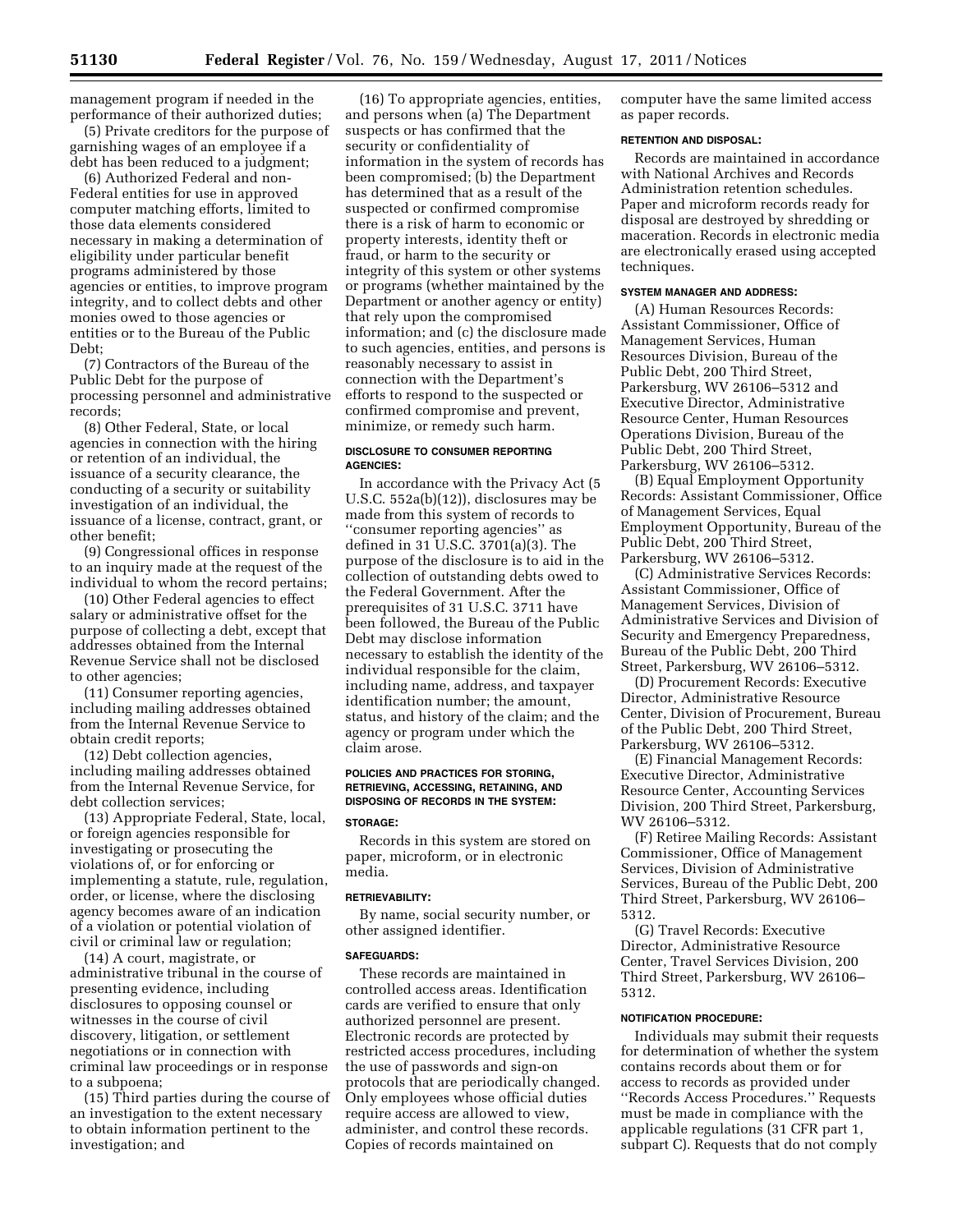management program if needed in the performance of their authorized duties;

(5) Private creditors for the purpose of garnishing wages of an employee if a debt has been reduced to a judgment;

(6) Authorized Federal and non-Federal entities for use in approved computer matching efforts, limited to those data elements considered necessary in making a determination of eligibility under particular benefit programs administered by those agencies or entities, to improve program integrity, and to collect debts and other monies owed to those agencies or entities or to the Bureau of the Public Debt;

(7) Contractors of the Bureau of the Public Debt for the purpose of processing personnel and administrative records;

(8) Other Federal, State, or local agencies in connection with the hiring or retention of an individual, the issuance of a security clearance, the conducting of a security or suitability investigation of an individual, the issuance of a license, contract, grant, or other benefit;

(9) Congressional offices in response to an inquiry made at the request of the individual to whom the record pertains;

(10) Other Federal agencies to effect salary or administrative offset for the purpose of collecting a debt, except that addresses obtained from the Internal Revenue Service shall not be disclosed to other agencies;

(11) Consumer reporting agencies, including mailing addresses obtained from the Internal Revenue Service to obtain credit reports;

(12) Debt collection agencies, including mailing addresses obtained from the Internal Revenue Service, for debt collection services;

(13) Appropriate Federal, State, local, or foreign agencies responsible for investigating or prosecuting the violations of, or for enforcing or implementing a statute, rule, regulation, order, or license, where the disclosing agency becomes aware of an indication of a violation or potential violation of civil or criminal law or regulation;

(14) A court, magistrate, or administrative tribunal in the course of presenting evidence, including disclosures to opposing counsel or witnesses in the course of civil discovery, litigation, or settlement negotiations or in connection with criminal law proceedings or in response to a subpoena;

(15) Third parties during the course of an investigation to the extent necessary to obtain information pertinent to the investigation; and

(16) To appropriate agencies, entities, and persons when (a) The Department suspects or has confirmed that the security or confidentiality of information in the system of records has been compromised; (b) the Department has determined that as a result of the suspected or confirmed compromise there is a risk of harm to economic or property interests, identity theft or fraud, or harm to the security or integrity of this system or other systems or programs (whether maintained by the Department or another agency or entity) that rely upon the compromised information; and (c) the disclosure made to such agencies, entities, and persons is reasonably necessary to assist in connection with the Department's efforts to respond to the suspected or confirmed compromise and prevent, minimize, or remedy such harm.

#### DISCLOSURE TO CONSUMER REPORTING AGENCIES:

In accordance with the Privacy Act (5 U.S.C. 552a(b)(12)), disclosures may be made from this system of records to ''consumer reporting agencies'' as defined in 31 U.S.C. 3701(a)(3). The purpose of the disclosure is to aid in the collection of outstanding debts owed to the Federal Government. After the prerequisites of 31 U.S.C. 3711 have been followed, the Bureau of the Public Debt may disclose information necessary to establish the identity of the individual responsible for the claim, including name, address, and taxpayer identification number; the amount, status, and history of the claim; and the agency or program under which the claim arose.

#### POLICIES AND PRACTICES FOR STORING, RETRIEVING, ACCESSING, RETAINING, AND DISPOSING OF RECORDS IN THE SYSTEM:

#### STORAGE:

Records in this system are stored on paper, microform, or in electronic media.

#### RETRIEVABILITY:

By name, social security number, or other assigned identifier.

#### SAFEGUARDS:

These records are maintained in controlled access areas. Identification cards are verified to ensure that only authorized personnel are present. Electronic records are protected by restricted access procedures, including the use of passwords and sign-on protocols that are periodically changed. Only employees whose official duties require access are allowed to view, administer, and control these records. Copies of records maintained on computer have the same limited access as paper records.

#### RETENTION AND DISPOSAL:

Records are maintained in accordance with National Archives and Records Administration retention schedules. Paper and microform records ready for disposal are destroyed by shredding or maceration. Records in electronic media are electronically erased using accepted techniques.

#### SYSTEM MANAGER AND ADDRESS:

(A) Human Resources Records: Assistant Commissioner, Office of Management Services, Human Resources Division, Bureau of the Public Debt, 200 Third Street, Parkersburg, WV 26106–5312 and Executive Director, Administrative Resource Center, Human Resources Operations Division, Bureau of the Public Debt, 200 Third Street, Parkersburg, WV 26106–5312.

(B) Equal Employment Opportunity Records: Assistant Commissioner, Office of Management Services, Equal Employment Opportunity, Bureau of the Public Debt, 200 Third Street, Parkersburg, WV 26106–5312.

(C) Administrative Services Records: Assistant Commissioner, Office of Management Services, Division of Administrative Services and Division of Security and Emergency Preparedness, Bureau of the Public Debt, 200 Third Street, Parkersburg, WV 26106–5312.

(D) Procurement Records: Executive Director, Administrative Resource Center, Division of Procurement, Bureau of the Public Debt, 200 Third Street, Parkersburg, WV 26106–5312.

(E) Financial Management Records: Executive Director, Administrative Resource Center, Accounting Services Division, 200 Third Street, Parkersburg, WV 26106–5312.

(F) Retiree Mailing Records: Assistant Commissioner, Office of Management Services, Division of Administrative Services, Bureau of the Public Debt, 200 Third Street, Parkersburg, WV 26106–5312.

(G) Travel Records: Executive Director, Administrative Resource Center, Travel Services Division, 200 Third Street, Parkersburg, WV 26106–5312.

#### NOTIFICATION PROCEDURE:

Individuals may submit their requests for determination of whether the system contains records about them or for access to records as provided under ''Records Access Procedures.'' Requests must be made in compliance with the applicable regulations (31 CFR part 1, subpart C). Requests that do not comply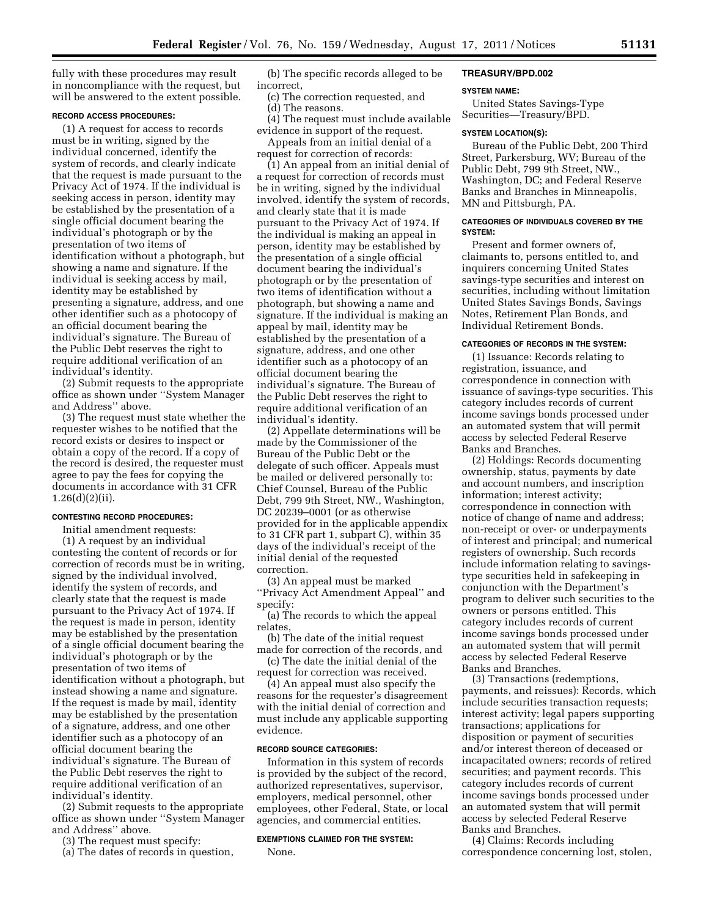fully with these procedures may result in noncompliance with the request, but will be answered to the extent possible.

#### RECORD ACCESS PROCEDURES:

(1) A request for access to records must be in writing, signed by the individual concerned, identify the system of records, and clearly indicate that the request is made pursuant to the Privacy Act of 1974. If the individual is seeking access in person, identity may be established by the presentation of a single official document bearing the individual's photograph or by the presentation of two items of identification without a photograph, but showing a name and signature. If the individual is seeking access by mail, identity may be established by presenting a signature, address, and one other identifier such as a photocopy of an official document bearing the individual's signature. The Bureau of the Public Debt reserves the right to require additional verification of an individual's identity.

(2) Submit requests to the appropriate office as shown under ''System Manager and Address'' above.

(3) The request must state whether the requester wishes to be notified that the record exists or desires to inspect or obtain a copy of the record. If a copy of the record is desired, the requester must agree to pay the fees for copying the documents in accordance with 31 CFR 1.26(d)(2)(ii).

#### CONTESTING RECORD PROCEDURES:

Initial amendment requests:

(1) A request by an individual contesting the content of records or for correction of records must be in writing, signed by the individual involved, identify the system of records, and clearly state that the request is made pursuant to the Privacy Act of 1974. If the request is made in person, identity may be established by the presentation of a single official document bearing the individual's photograph or by the presentation of two items of identification without a photograph, but instead showing a name and signature. If the request is made by mail, identity may be established by the presentation of a signature, address, and one other identifier such as a photocopy of an official document bearing the individual's signature. The Bureau of the Public Debt reserves the right to require additional verification of an individual's identity.

(2) Submit requests to the appropriate office as shown under ''System Manager and Address'' above.

(3) The request must specify:

(a) The dates of records in question,

(b) The specific records alleged to be incorrect,

(c) The correction requested, and

(d) The reasons.

(4) The request must include available evidence in support of the request.

Appeals from an initial denial of a request for correction of records:

(1) An appeal from an initial denial of a request for correction of records must be in writing, signed by the individual involved, identify the system of records, and clearly state that it is made pursuant to the Privacy Act of 1974. If the individual is making an appeal in person, identity may be established by the presentation of a single official document bearing the individual's photograph or by the presentation of two items of identification without a photograph, but showing a name and signature. If the individual is making an appeal by mail, identity may be established by the presentation of a signature, address, and one other identifier such as a photocopy of an official document bearing the individual's signature. The Bureau of the Public Debt reserves the right to require additional verification of an individual's identity.

(2) Appellate determinations will be made by the Commissioner of the Bureau of the Public Debt or the delegate of such officer. Appeals must be mailed or delivered personally to: Chief Counsel, Bureau of the Public Debt, 799 9th Street, NW., Washington, DC 20239–0001 (or as otherwise provided for in the applicable appendix to 31 CFR part 1, subpart C), within 35 days of the individual's receipt of the initial denial of the requested correction.

(3) An appeal must be marked ''Privacy Act Amendment Appeal'' and specify:

(a) The records to which the appeal relates,

(b) The date of the initial request made for correction of the records, and

(c) The date the initial denial of the request for correction was received.

(4) An appeal must also specify the reasons for the requester's disagreement with the initial denial of correction and must include any applicable supporting evidence.

#### RECORD SOURCE CATEGORIES:

Information in this system of records is provided by the subject of the record, authorized representatives, supervisor, employers, medical personnel, other employees, other Federal, State, or local agencies, and commercial entities.

#### EXEMPTIONS CLAIMED FOR THE SYSTEM:

None.

### TREASURY/BPD.002

#### SYSTEM NAME:

United States Savings-Type Securities—Treasury/BPD.

#### SYSTEM LOCATION(S):

Bureau of the Public Debt, 200 Third Street, Parkersburg, WV; Bureau of the Public Debt, 799 9th Street, NW., Washington, DC; and Federal Reserve Banks and Branches in Minneapolis, MN and Pittsburgh, PA.

#### CATEGORIES OF INDIVIDUALS COVERED BY THE SYSTEM:

Present and former owners of, claimants to, persons entitled to, and inquirers concerning United States savings-type securities and interest on securities, including without limitation United States Savings Bonds, Savings Notes, Retirement Plan Bonds, and Individual Retirement Bonds.

#### CATEGORIES OF RECORDS IN THE SYSTEM:

(1) Issuance: Records relating to registration, issuance, and correspondence in connection with issuance of savings-type securities. This category includes records of current income savings bonds processed under an automated system that will permit access by selected Federal Reserve Banks and Branches.

(2) Holdings: Records documenting ownership, status, payments by date and account numbers, and inscription information; interest activity; correspondence in connection with notice of change of name and address; non-receipt or over- or underpayments of interest and principal; and numerical registers of ownership. Such records include information relating to savings-type securities held in safekeeping in conjunction with the Department's program to deliver such securities to the owners or persons entitled. This category includes records of current income savings bonds processed under an automated system that will permit access by selected Federal Reserve Banks and Branches.

(3) Transactions (redemptions, payments, and reissues): Records, which include securities transaction requests; interest activity; legal papers supporting transactions; applications for disposition or payment of securities and/or interest thereon of deceased or incapacitated owners; records of retired securities; and payment records. This category includes records of current income savings bonds processed under an automated system that will permit access by selected Federal Reserve Banks and Branches.

(4) Claims: Records including correspondence concerning lost, stolen,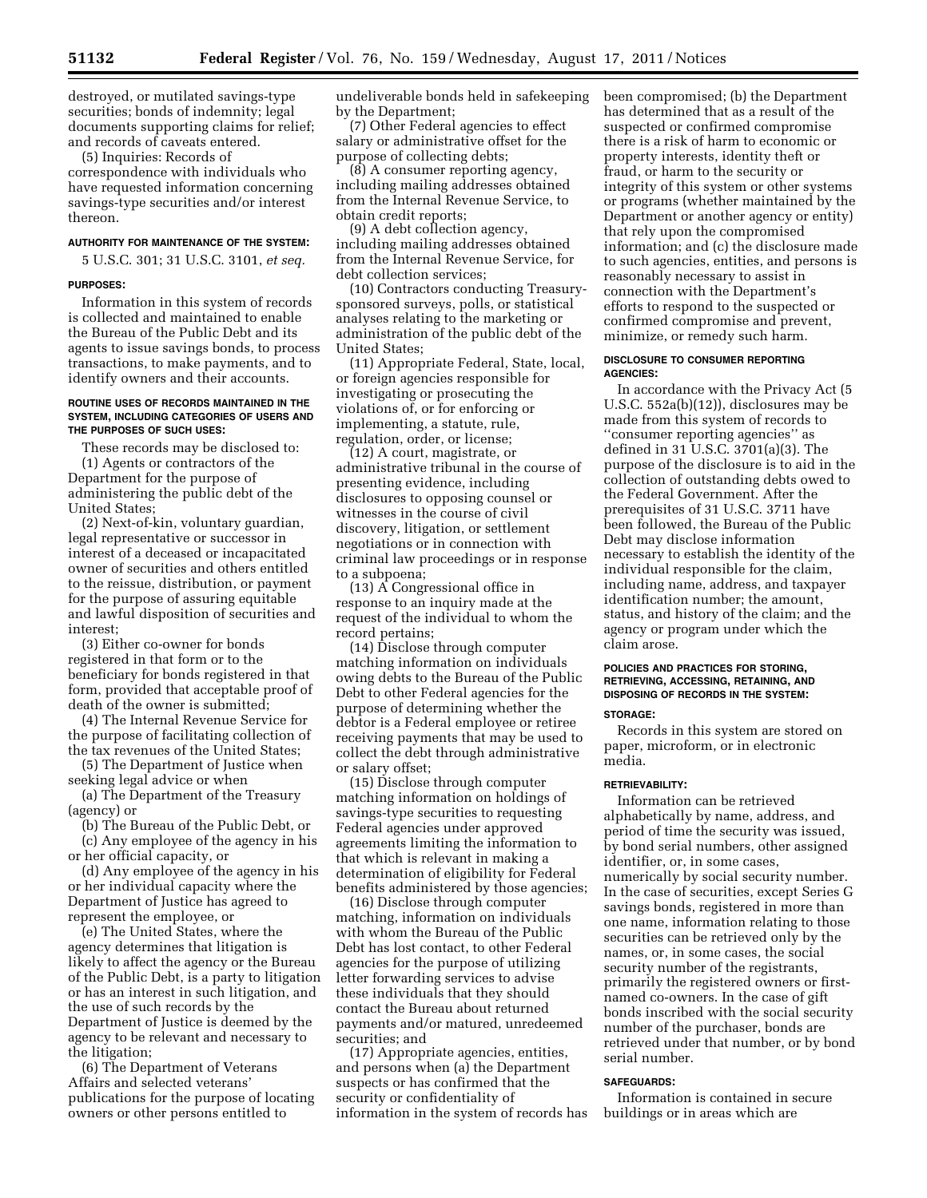destroyed, or mutilated savings-type securities; bonds of indemnity; legal documents supporting claims for relief; and records of caveats entered.

(5) Inquiries: Records of correspondence with individuals who have requested information concerning savings-type securities and/or interest thereon.

#### AUTHORITY FOR MAINTENANCE OF THE SYSTEM:

5 U.S.C. 301; 31 U.S.C. 3101, *et seq.*

#### PURPOSES:

Information in this system of records is collected and maintained to enable the Bureau of the Public Debt and its agents to issue savings bonds, to process transactions, to make payments, and to identify owners and their accounts.

#### ROUTINE USES OF RECORDS MAINTAINED IN THE SYSTEM, INCLUDING CATEGORIES OF USERS AND THE PURPOSES OF SUCH USES:

These records may be disclosed to:

(1) Agents or contractors of the Department for the purpose of administering the public debt of the United States;

(2) Next-of-kin, voluntary guardian, legal representative or successor in interest of a deceased or incapacitated owner of securities and others entitled to the reissue, distribution, or payment for the purpose of assuring equitable and lawful disposition of securities and interest;

(3) Either co-owner for bonds registered in that form or to the beneficiary for bonds registered in that form, provided that acceptable proof of death of the owner is submitted;

(4) The Internal Revenue Service for the purpose of facilitating collection of the tax revenues of the United States;

(5) The Department of Justice when seeking legal advice or when

(a) The Department of the Treasury (agency) or

(b) The Bureau of the Public Debt, or

(c) Any employee of the agency in his or her official capacity, or

(d) Any employee of the agency in his or her individual capacity where the Department of Justice has agreed to represent the employee, or

(e) The United States, where the agency determines that litigation is likely to affect the agency or the Bureau of the Public Debt, is a party to litigation or has an interest in such litigation, and the use of such records by the Department of Justice is deemed by the agency to be relevant and necessary to the litigation;

(6) The Department of Veterans Affairs and selected veterans' publications for the purpose of locating owners or other persons entitled to undeliverable bonds held in safekeeping by the Department;

(7) Other Federal agencies to effect salary or administrative offset for the purpose of collecting debts;

(8) A consumer reporting agency, including mailing addresses obtained from the Internal Revenue Service, to obtain credit reports;

(9) A debt collection agency, including mailing addresses obtained from the Internal Revenue Service, for debt collection services;

(10) Contractors conducting Treasury-sponsored surveys, polls, or statistical analyses relating to the marketing or administration of the public debt of the United States;

(11) Appropriate Federal, State, local, or foreign agencies responsible for investigating or prosecuting the violations of, or for enforcing or implementing, a statute, rule, regulation, order, or license;

(12) A court, magistrate, or administrative tribunal in the course of presenting evidence, including disclosures to opposing counsel or witnesses in the course of civil discovery, litigation, or settlement negotiations or in connection with criminal law proceedings or in response to a subpoena;

(13) A Congressional office in response to an inquiry made at the request of the individual to whom the record pertains;

(14) Disclose through computer matching information on individuals owing debts to the Bureau of the Public Debt to other Federal agencies for the purpose of determining whether the debtor is a Federal employee or retiree receiving payments that may be used to collect the debt through administrative or salary offset;

(15) Disclose through computer matching information on holdings of savings-type securities to requesting Federal agencies under approved agreements limiting the information to that which is relevant in making a determination of eligibility for Federal benefits administered by those agencies;

(16) Disclose through computer matching, information on individuals with whom the Bureau of the Public Debt has lost contact, to other Federal agencies for the purpose of utilizing letter forwarding services to advise these individuals that they should contact the Bureau about returned payments and/or matured, unredeemed securities; and

(17) Appropriate agencies, entities, and persons when (a) the Department suspects or has confirmed that the security or confidentiality of information in the system of records has been compromised; (b) the Department has determined that as a result of the suspected or confirmed compromise there is a risk of harm to economic or property interests, identity theft or fraud, or harm to the security or integrity of this system or other systems or programs (whether maintained by the Department or another agency or entity) that rely upon the compromised information; and (c) the disclosure made to such agencies, entities, and persons is reasonably necessary to assist in connection with the Department's efforts to respond to the suspected or confirmed compromise and prevent, minimize, or remedy such harm.

#### DISCLOSURE TO CONSUMER REPORTING AGENCIES:

In accordance with the Privacy Act (5 U.S.C. 552a(b)(12)), disclosures may be made from this system of records to "consumer reporting agencies" as defined in 31 U.S.C. 3701(a)(3). The purpose of the disclosure is to aid in the collection of outstanding debts owed to the Federal Government. After the prerequisites of 31 U.S.C. 3711 have been followed, the Bureau of the Public Debt may disclose information necessary to establish the identity of the individual responsible for the claim, including name, address, and taxpayer identification number; the amount, status, and history of the claim; and the agency or program under which the claim arose.

#### POLICIES AND PRACTICES FOR STORING, RETRIEVING, ACCESSING, RETAINING, AND DISPOSING OF RECORDS IN THE SYSTEM:

#### STORAGE:

Records in this system are stored on paper, microform, or in electronic media.

#### RETRIEVABILITY:

Information can be retrieved alphabetically by name, address, and period of time the security was issued, by bond serial numbers, other assigned identifier, or, in some cases, numerically by social security number. In the case of securities, except Series G savings bonds, registered in more than one name, information relating to those securities can be retrieved only by the names, or, in some cases, the social security number of the registrants, primarily the registered owners or first-named co-owners. In the case of gift bonds inscribed with the social security number of the purchaser, bonds are retrieved under that number, or by bond serial number.

#### SAFEGUARDS:

Information is contained in secure buildings or in areas which are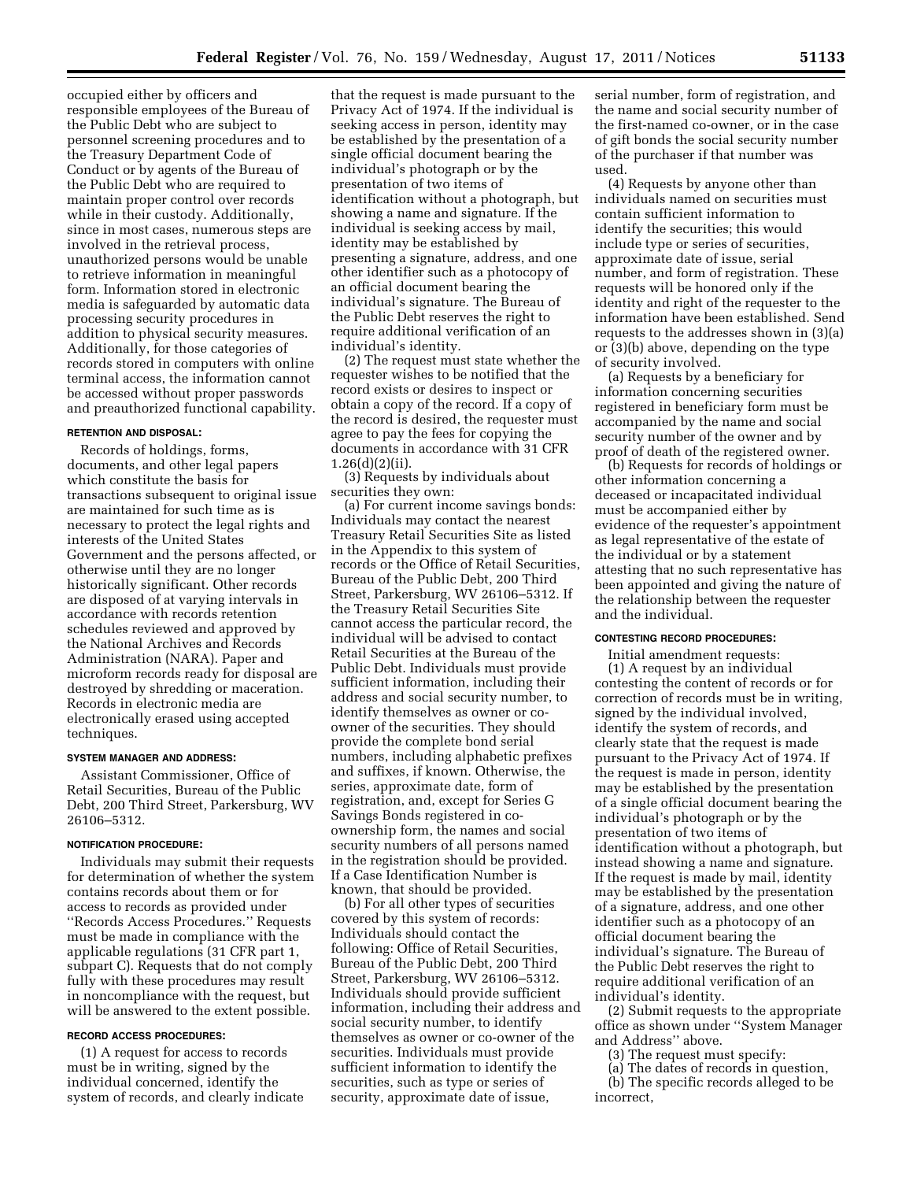occupied either by officers and responsible employees of the Bureau of the Public Debt who are subject to personnel screening procedures and to the Treasury Department Code of Conduct or by agents of the Bureau of the Public Debt who are required to maintain proper control over records while in their custody. Additionally, since in most cases, numerous steps are involved in the retrieval process, unauthorized persons would be unable to retrieve information in meaningful form. Information stored in electronic media is safeguarded by automatic data processing security procedures in addition to physical security measures. Additionally, for those categories of records stored in computers with online terminal access, the information cannot be accessed without proper passwords and preauthorized functional capability.

**RETENTION AND DISPOSAL:**

Records of holdings, forms, documents, and other legal papers which constitute the basis for transactions subsequent to original issue are maintained for such time as is necessary to protect the legal rights and interests of the United States Government and the persons affected, or otherwise until they are no longer historically significant. Other records are disposed of at varying intervals in accordance with records retention schedules reviewed and approved by the National Archives and Records Administration (NARA). Paper and microform records ready for disposal are destroyed by shredding or maceration. Records in electronic media are electronically erased using accepted techniques.

**SYSTEM MANAGER AND ADDRESS:**

Assistant Commissioner, Office of Retail Securities, Bureau of the Public Debt, 200 Third Street, Parkersburg, WV 26106–5312.

**NOTIFICATION PROCEDURE:**

Individuals may submit their requests for determination of whether the system contains records about them or for access to records as provided under ''Records Access Procedures.'' Requests must be made in compliance with the applicable regulations (31 CFR part 1, subpart C). Requests that do not comply fully with these procedures may result in noncompliance with the request, but will be answered to the extent possible.

**RECORD ACCESS PROCEDURES:**

(1) A request for access to records must be in writing, signed by the individual concerned, identify the system of records, and clearly indicate that the request is made pursuant to the Privacy Act of 1974. If the individual is seeking access in person, identity may be established by the presentation of a single official document bearing the individual's photograph or by the presentation of two items of identification without a photograph, but showing a name and signature. If the individual is seeking access by mail, identity may be established by presenting a signature, address, and one other identifier such as a photocopy of an official document bearing the individual's signature. The Bureau of the Public Debt reserves the right to require additional verification of an individual's identity.

(2) The request must state whether the requester wishes to be notified that the record exists or desires to inspect or obtain a copy of the record. If a copy of the record is desired, the requester must agree to pay the fees for copying the documents in accordance with 31 CFR 1.26(d)(2)(ii).

(3) Requests by individuals about securities they own:

(a) For current income savings bonds: Individuals may contact the nearest Treasury Retail Securities Site as listed in the Appendix to this system of records or the Office of Retail Securities, Bureau of the Public Debt, 200 Third Street, Parkersburg, WV 26106–5312. If the Treasury Retail Securities Site cannot access the particular record, the individual will be advised to contact Retail Securities at the Bureau of the Public Debt. Individuals must provide sufficient information, including their address and social security number, to identify themselves as owner or co-owner of the securities. They should provide the complete bond serial numbers, including alphabetic prefixes and suffixes, if known. Otherwise, the series, approximate date, form of registration, and, except for Series G Savings Bonds registered in co-ownership form, the names and social security numbers of all persons named in the registration should be provided. If a Case Identification Number is known, that should be provided.

(b) For all other types of securities covered by this system of records: Individuals should contact the following: Office of Retail Securities, Bureau of the Public Debt, 200 Third Street, Parkersburg, WV 26106–5312. Individuals should provide sufficient information, including their address and social security number, to identify themselves as owner or co-owner of the securities. Individuals must provide sufficient information to identify the securities, such as type or series of security, approximate date of issue, serial number, form of registration, and the name and social security number of the first-named co-owner, or in the case of gift bonds the social security number of the purchaser if that number was used.

(4) Requests by anyone other than individuals named on securities must contain sufficient information to identify the securities; this would include type or series of securities, approximate date of issue, serial number, and form of registration. These requests will be honored only if the identity and right of the requester to the information have been established. Send requests to the addresses shown in (3)(a) or (3)(b) above, depending on the type of security involved.

(a) Requests by a beneficiary for information concerning securities registered in beneficiary form must be accompanied by the name and social security number of the owner and by proof of death of the registered owner.

(b) Requests for records of holdings or other information concerning a deceased or incapacitated individual must be accompanied either by evidence of the requester's appointment as legal representative of the estate of the individual or by a statement attesting that no such representative has been appointed and giving the nature of the relationship between the requester and the individual.

**CONTESTING RECORD PROCEDURES:**

Initial amendment requests:

(1) A request by an individual contesting the content of records or for correction of records must be in writing, signed by the individual involved, identify the system of records, and clearly state that the request is made pursuant to the Privacy Act of 1974. If the request is made in person, identity may be established by the presentation of a single official document bearing the individual's photograph or by the presentation of two items of identification without a photograph, but instead showing a name and signature. If the request is made by mail, identity may be established by the presentation of a signature, address, and one other identifier such as a photocopy of an official document bearing the individual's signature. The Bureau of the Public Debt reserves the right to require additional verification of an individual's identity.

(2) Submit requests to the appropriate office as shown under ''System Manager and Address'' above.

(3) The request must specify:

(a) The dates of records in question,

(b) The specific records alleged to be incorrect,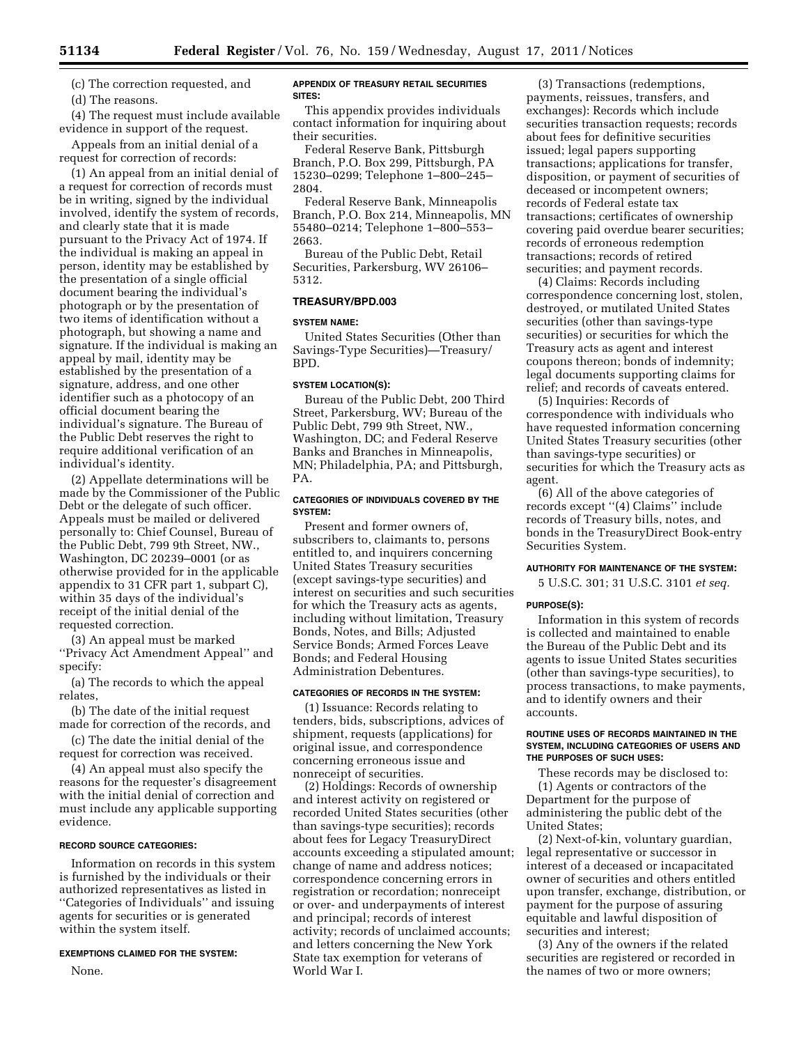(c) The correction requested, and

(d) The reasons.

(4) The request must include available evidence in support of the request.

Appeals from an initial denial of a request for correction of records:

(1) An appeal from an initial denial of a request for correction of records must be in writing, signed by the individual involved, identify the system of records, and clearly state that it is made pursuant to the Privacy Act of 1974. If the individual is making an appeal in person, identity may be established by the presentation of a single official document bearing the individual's photograph or by the presentation of two items of identification without a photograph, but showing a name and signature. If the individual is making an appeal by mail, identity may be established by the presentation of a signature, address, and one other identifier such as a photocopy of an official document bearing the individual's signature. The Bureau of the Public Debt reserves the right to require additional verification of an individual's identity.

(2) Appellate determinations will be made by the Commissioner of the Public Debt or the delegate of such officer. Appeals must be mailed or delivered personally to: Chief Counsel, Bureau of the Public Debt, 799 9th Street, NW., Washington, DC 20239–0001 (or as otherwise provided for in the applicable appendix to 31 CFR part 1, subpart C), within 35 days of the individual's receipt of the initial denial of the requested correction.

(3) An appeal must be marked ''Privacy Act Amendment Appeal'' and specify:

(a) The records to which the appeal relates,

(b) The date of the initial request made for correction of the records, and

(c) The date the initial denial of the request for correction was received.

(4) An appeal must also specify the reasons for the requester's disagreement with the initial denial of correction and must include any applicable supporting evidence.

#### RECORD SOURCE CATEGORIES:

Information on records in this system is furnished by the individuals or their authorized representatives as listed in ''Categories of Individuals'' and issuing agents for securities or is generated within the system itself.

#### EXEMPTIONS CLAIMED FOR THE SYSTEM:

None.

#### APPENDIX OF TREASURY RETAIL SECURITIES SITES:

This appendix provides individuals contact information for inquiring about their securities.

Federal Reserve Bank, Pittsburgh Branch, P.O. Box 299, Pittsburgh, PA 15230–0299; Telephone 1–800–245–2804.

Federal Reserve Bank, Minneapolis Branch, P.O. Box 214, Minneapolis, MN 55480–0214; Telephone 1–800–553–2663.

Bureau of the Public Debt, Retail Securities, Parkersburg, WV 26106–5312.

### TREASURY/BPD.003

#### SYSTEM NAME:

United States Securities (Other than Savings-Type Securities)—Treasury/BPD.

#### SYSTEM LOCATION(S):

Bureau of the Public Debt, 200 Third Street, Parkersburg, WV; Bureau of the Public Debt, 799 9th Street, NW., Washington, DC; and Federal Reserve Banks and Branches in Minneapolis, MN; Philadelphia, PA; and Pittsburgh, PA.

#### CATEGORIES OF INDIVIDUALS COVERED BY THE SYSTEM:

Present and former owners of, subscribers to, claimants to, persons entitled to, and inquirers concerning United States Treasury securities (except savings-type securities) and interest on securities and such securities for which the Treasury acts as agents, including without limitation, Treasury Bonds, Notes, and Bills; Adjusted Service Bonds; Armed Forces Leave Bonds; and Federal Housing Administration Debentures.

#### CATEGORIES OF RECORDS IN THE SYSTEM:

(1) Issuance: Records relating to tenders, bids, subscriptions, advices of shipment, requests (applications) for original issue, and correspondence concerning erroneous issue and nonreceipt of securities.

(2) Holdings: Records of ownership and interest activity on registered or recorded United States securities (other than savings-type securities); records about fees for Legacy TreasuryDirect accounts exceeding a stipulated amount; change of name and address notices; correspondence concerning errors in registration or recordation; nonreceipt or over- and underpayments of interest and principal; records of interest activity; records of unclaimed accounts; and letters concerning the New York State tax exemption for veterans of World War I.

(3) Transactions (redemptions, payments, reissues, transfers, and exchanges): Records which include securities transaction requests; records about fees for definitive securities issued; legal papers supporting transactions; applications for transfer, disposition, or payment of securities of deceased or incompetent owners; records of Federal estate tax transactions; certificates of ownership covering paid overdue bearer securities; records of erroneous redemption transactions; records of retired securities; and payment records.

(4) Claims: Records including correspondence concerning lost, stolen, destroyed, or mutilated United States securities (other than savings-type securities) or securities for which the Treasury acts as agent and interest coupons thereon; bonds of indemnity; legal documents supporting claims for relief; and records of caveats entered.

(5) Inquiries: Records of correspondence with individuals who have requested information concerning United States Treasury securities (other than savings-type securities) or securities for which the Treasury acts as agent.

(6) All of the above categories of records except ''(4) Claims'' include records of Treasury bills, notes, and bonds in the TreasuryDirect Book-entry Securities System.

#### AUTHORITY FOR MAINTENANCE OF THE SYSTEM:

5 U.S.C. 301; 31 U.S.C. 3101 *et seq.*

#### PURPOSE(S):

Information in this system of records is collected and maintained to enable the Bureau of the Public Debt and its agents to issue United States securities (other than savings-type securities), to process transactions, to make payments, and to identify owners and their accounts.

#### ROUTINE USES OF RECORDS MAINTAINED IN THE SYSTEM, INCLUDING CATEGORIES OF USERS AND THE PURPOSES OF SUCH USES:

These records may be disclosed to:

(1) Agents or contractors of the Department for the purpose of administering the public debt of the United States;

(2) Next-of-kin, voluntary guardian, legal representative or successor in interest of a deceased or incapacitated owner of securities and others entitled upon transfer, exchange, distribution, or payment for the purpose of assuring equitable and lawful disposition of securities and interest;

(3) Any of the owners if the related securities are registered or recorded in the names of two or more owners;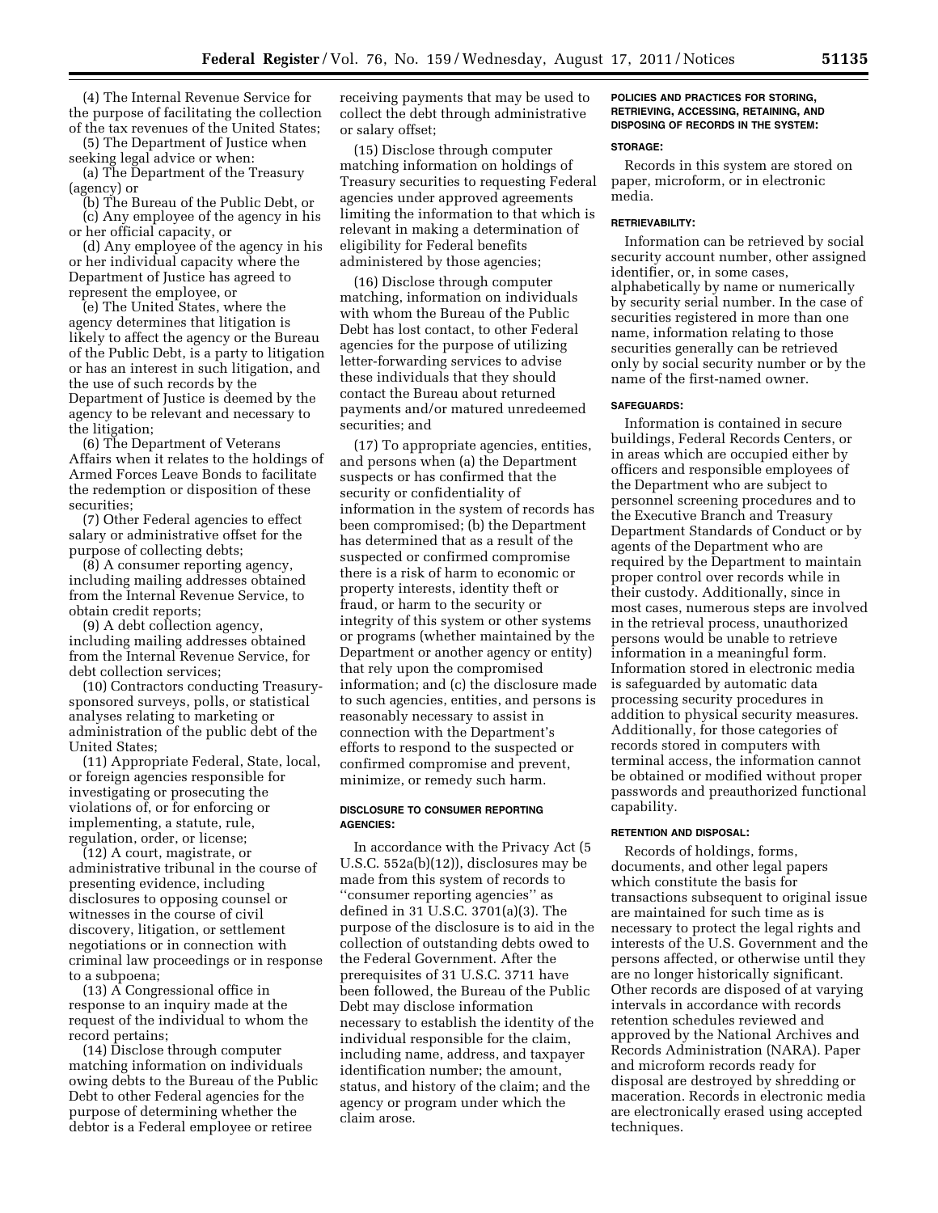(4) The Internal Revenue Service for the purpose of facilitating the collection of the tax revenues of the United States;

(5) The Department of Justice when seeking legal advice or when:

(a) The Department of the Treasury (agency) or

(b) The Bureau of the Public Debt, or

(c) Any employee of the agency in his or her official capacity, or

(d) Any employee of the agency in his or her individual capacity where the Department of Justice has agreed to represent the employee, or

(e) The United States, where the agency determines that litigation is likely to affect the agency or the Bureau of the Public Debt, is a party to litigation or has an interest in such litigation, and the use of such records by the Department of Justice is deemed by the agency to be relevant and necessary to the litigation;

(6) The Department of Veterans Affairs when it relates to the holdings of Armed Forces Leave Bonds to facilitate the redemption or disposition of these securities;

(7) Other Federal agencies to effect salary or administrative offset for the purpose of collecting debts;

(8) A consumer reporting agency, including mailing addresses obtained from the Internal Revenue Service, to obtain credit reports;

(9) A debt collection agency, including mailing addresses obtained from the Internal Revenue Service, for debt collection services;

(10) Contractors conducting Treasury-sponsored surveys, polls, or statistical analyses relating to marketing or administration of the public debt of the United States;

(11) Appropriate Federal, State, local, or foreign agencies responsible for investigating or prosecuting the violations of, or for enforcing or implementing, a statute, rule, regulation, order, or license;

(12) A court, magistrate, or administrative tribunal in the course of presenting evidence, including disclosures to opposing counsel or witnesses in the course of civil discovery, litigation, or settlement negotiations or in connection with criminal law proceedings or in response to a subpoena;

(13) A Congressional office in response to an inquiry made at the request of the individual to whom the record pertains;

(14) Disclose through computer matching information on individuals owing debts to the Bureau of the Public Debt to other Federal agencies for the purpose of determining whether the debtor is a Federal employee or retiree receiving payments that may be used to collect the debt through administrative or salary offset;

(15) Disclose through computer matching information on holdings of Treasury securities to requesting Federal agencies under approved agreements limiting the information to that which is relevant in making a determination of eligibility for Federal benefits administered by those agencies;

(16) Disclose through computer matching, information on individuals with whom the Bureau of the Public Debt has lost contact, to other Federal agencies for the purpose of utilizing letter-forwarding services to advise these individuals that they should contact the Bureau about returned payments and/or matured unredeemed securities; and

(17) To appropriate agencies, entities, and persons when (a) the Department suspects or has confirmed that the security or confidentiality of information in the system of records has been compromised; (b) the Department has determined that as a result of the suspected or confirmed compromise there is a risk of harm to economic or property interests, identity theft or fraud, or harm to the security or integrity of this system or other systems or programs (whether maintained by the Department or another agency or entity) that rely upon the compromised information; and (c) the disclosure made to such agencies, entities, and persons is reasonably necessary to assist in connection with the Department's efforts to respond to the suspected or confirmed compromise and prevent, minimize, or remedy such harm.

#### DISCLOSURE TO CONSUMER REPORTING AGENCIES:

In accordance with the Privacy Act (5 U.S.C. 552a(b)(12)), disclosures may be made from this system of records to "consumer reporting agencies" as defined in 31 U.S.C. 3701(a)(3). The purpose of the disclosure is to aid in the collection of outstanding debts owed to the Federal Government. After the prerequisites of 31 U.S.C. 3711 have been followed, the Bureau of the Public Debt may disclose information necessary to establish the identity of the individual responsible for the claim, including name, address, and taxpayer identification number; the amount, status, and history of the claim; and the agency or program under which the claim arose.

#### POLICIES AND PRACTICES FOR STORING, RETRIEVING, ACCESSING, RETAINING, AND DISPOSING OF RECORDS IN THE SYSTEM:

#### STORAGE:

Records in this system are stored on paper, microform, or in electronic media.

#### RETRIEVABILITY:

Information can be retrieved by social security account number, other assigned identifier, or, in some cases, alphabetically by name or numerically by security serial number. In the case of securities registered in more than one name, information relating to those securities generally can be retrieved only by social security number or by the name of the first-named owner.

#### SAFEGUARDS:

Information is contained in secure buildings, Federal Records Centers, or in areas which are occupied either by officers and responsible employees of the Department who are subject to personnel screening procedures and to the Executive Branch and Treasury Department Standards of Conduct or by agents of the Department who are required by the Department to maintain proper control over records while in their custody. Additionally, since in most cases, numerous steps are involved in the retrieval process, unauthorized persons would be unable to retrieve information in a meaningful form. Information stored in electronic media is safeguarded by automatic data processing security procedures in addition to physical security measures. Additionally, for those categories of records stored in computers with terminal access, the information cannot be obtained or modified without proper passwords and preauthorized functional capability.

#### RETENTION AND DISPOSAL:

Records of holdings, forms, documents, and other legal papers which constitute the basis for transactions subsequent to original issue are maintained for such time as is necessary to protect the legal rights and interests of the U.S. Government and the persons affected, or otherwise until they are no longer historically significant. Other records are disposed of at varying intervals in accordance with records retention schedules reviewed and approved by the National Archives and Records Administration (NARA). Paper and microform records ready for disposal are destroyed by shredding or maceration. Records in electronic media are electronically erased using accepted techniques.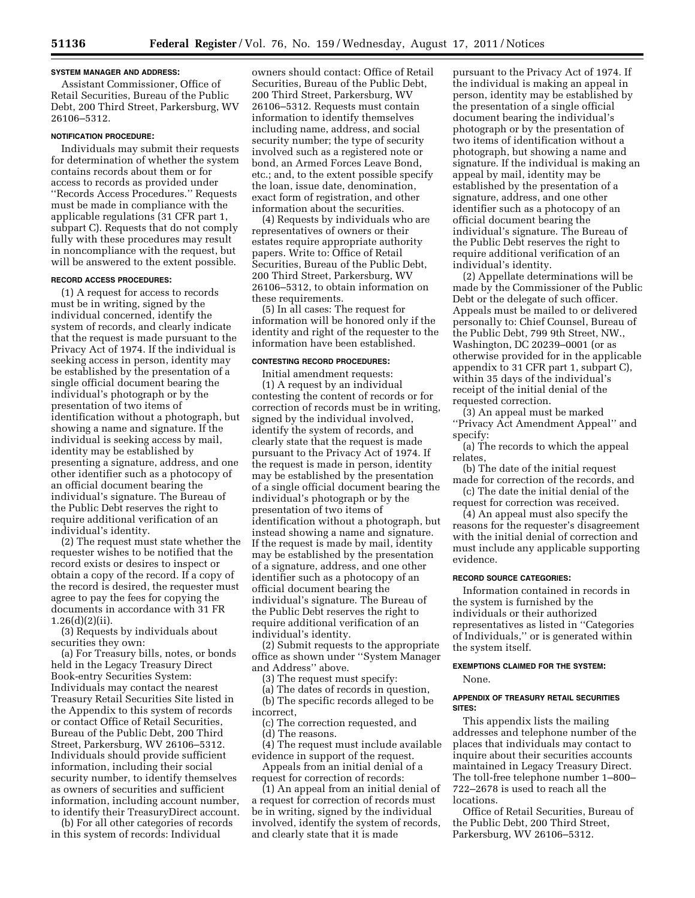**SYSTEM MANAGER AND ADDRESS:**

Assistant Commissioner, Office of Retail Securities, Bureau of the Public Debt, 200 Third Street, Parkersburg, WV 26106–5312.

**NOTIFICATION PROCEDURE:**

Individuals may submit their requests for determination of whether the system contains records about them or for access to records as provided under ''Records Access Procedures.'' Requests must be made in compliance with the applicable regulations (31 CFR part 1, subpart C). Requests that do not comply fully with these procedures may result in noncompliance with the request, but will be answered to the extent possible.

**RECORD ACCESS PROCEDURES:**

(1) A request for access to records must be in writing, signed by the individual concerned, identify the system of records, and clearly indicate that the request is made pursuant to the Privacy Act of 1974. If the individual is seeking access in person, identity may be established by the presentation of a single official document bearing the individual's photograph or by the presentation of two items of identification without a photograph, but showing a name and signature. If the individual is seeking access by mail, identity may be established by presenting a signature, address, and one other identifier such as a photocopy of an official document bearing the individual's signature. The Bureau of the Public Debt reserves the right to require additional verification of an individual's identity.

(2) The request must state whether the requester wishes to be notified that the record exists or desires to inspect or obtain a copy of the record. If a copy of the record is desired, the requester must agree to pay the fees for copying the documents in accordance with 31 FR 1.26(d)(2)(ii).

(3) Requests by individuals about securities they own:

(a) For Treasury bills, notes, or bonds held in the Legacy Treasury Direct Book-entry Securities System: Individuals may contact the nearest Treasury Retail Securities Site listed in the Appendix to this system of records or contact Office of Retail Securities, Bureau of the Public Debt, 200 Third Street, Parkersburg, WV 26106–5312. Individuals should provide sufficient information, including their social security number, to identify themselves as owners of securities and sufficient information, including account number, to identify their TreasuryDirect account.

(b) For all other categories of records in this system of records: Individual owners should contact: Office of Retail Securities, Bureau of the Public Debt, 200 Third Street, Parkersburg, WV 26106–5312. Requests must contain information to identify themselves including name, address, and social security number; the type of security involved such as a registered note or bond, an Armed Forces Leave Bond, etc.; and, to the extent possible specify the loan, issue date, denomination, exact form of registration, and other information about the securities.

(4) Requests by individuals who are representatives of owners or their estates require appropriate authority papers. Write to: Office of Retail Securities, Bureau of the Public Debt, 200 Third Street, Parkersburg, WV 26106–5312, to obtain information on these requirements.

(5) In all cases: The request for information will be honored only if the identity and right of the requester to the information have been established.

**CONTESTING RECORD PROCEDURES:**

Initial amendment requests:

(1) A request by an individual contesting the content of records or for correction of records must be in writing, signed by the individual involved, identify the system of records, and clearly state that the request is made pursuant to the Privacy Act of 1974. If the request is made in person, identity may be established by the presentation of a single official document bearing the individual's photograph or by the presentation of two items of identification without a photograph, but instead showing a name and signature. If the request is made by mail, identity may be established by the presentation of a signature, address, and one other identifier such as a photocopy of an official document bearing the individual's signature. The Bureau of the Public Debt reserves the right to require additional verification of an individual's identity.

(2) Submit requests to the appropriate office as shown under ''System Manager and Address'' above.

(3) The request must specify:

(a) The dates of records in question,

(b) The specific records alleged to be incorrect,

(c) The correction requested, and

(d) The reasons.

(4) The request must include available evidence in support of the request.

Appeals from an initial denial of a request for correction of records:

(1) An appeal from an initial denial of a request for correction of records must be in writing, signed by the individual involved, identify the system of records, and clearly state that it is made pursuant to the Privacy Act of 1974. If the individual is making an appeal in person, identity may be established by the presentation of a single official document bearing the individual's photograph or by the presentation of two items of identification without a photograph, but showing a name and signature. If the individual is making an appeal by mail, identity may be established by the presentation of a signature, address, and one other identifier such as a photocopy of an official document bearing the individual's signature. The Bureau of the Public Debt reserves the right to require additional verification of an individual's identity.

(2) Appellate determinations will be made by the Commissioner of the Public Debt or the delegate of such officer. Appeals must be mailed to or delivered personally to: Chief Counsel, Bureau of the Public Debt, 799 9th Street, NW., Washington, DC 20239–0001 (or as otherwise provided for in the applicable appendix to 31 CFR part 1, subpart C), within 35 days of the individual's receipt of the initial denial of the requested correction.

(3) An appeal must be marked ''Privacy Act Amendment Appeal'' and specify:

(a) The records to which the appeal relates,

(b) The date of the initial request made for correction of the records, and

(c) The date the initial denial of the request for correction was received.

(4) An appeal must also specify the reasons for the requester's disagreement with the initial denial of correction and must include any applicable supporting evidence.

**RECORD SOURCE CATEGORIES:**

Information contained in records in the system is furnished by the individuals or their authorized representatives as listed in ''Categories of Individuals,'' or is generated within the system itself.

**EXEMPTIONS CLAIMED FOR THE SYSTEM:**

None.

**APPENDIX OF TREASURY RETAIL SECURITIES SITES:**

This appendix lists the mailing addresses and telephone number of the places that individuals may contact to inquire about their securities accounts maintained in Legacy Treasury Direct. The toll-free telephone number 1–800–722–2678 is used to reach all the locations.

Office of Retail Securities, Bureau of the Public Debt, 200 Third Street, Parkersburg, WV 26106–5312.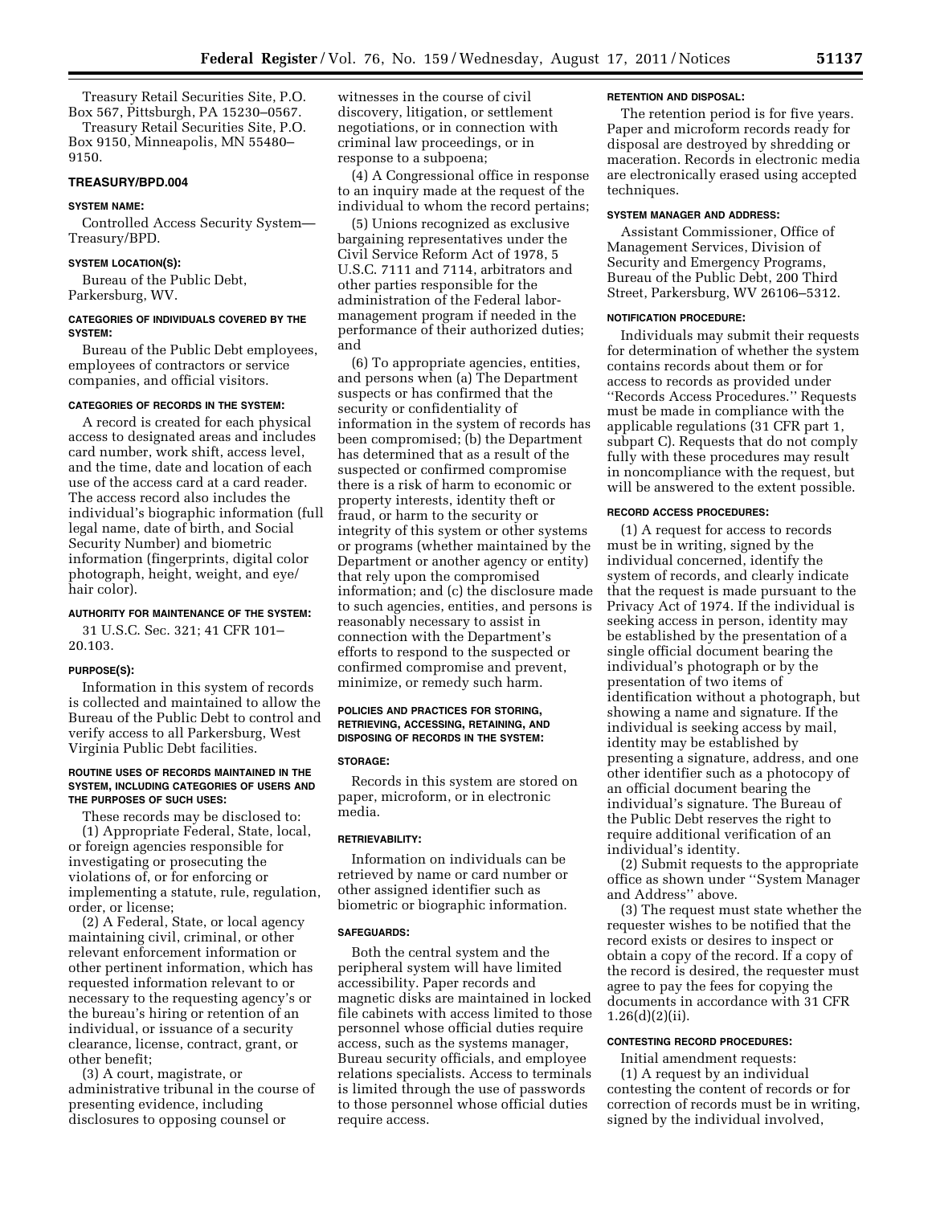Treasury Retail Securities Site, P.O. Box 567, Pittsburgh, PA 15230–0567.

Treasury Retail Securities Site, P.O. Box 9150, Minneapolis, MN 55480–9150.

### TREASURY/BPD.004

#### SYSTEM NAME:

Controlled Access Security System—Treasury/BPD.

#### SYSTEM LOCATION(S):

Bureau of the Public Debt, Parkersburg, WV.

#### CATEGORIES OF INDIVIDUALS COVERED BY THE SYSTEM:

Bureau of the Public Debt employees, employees of contractors or service companies, and official visitors.

#### CATEGORIES OF RECORDS IN THE SYSTEM:

A record is created for each physical access to designated areas and includes card number, work shift, access level, and the time, date and location of each use of the access card at a card reader. The access record also includes the individual's biographic information (full legal name, date of birth, and Social Security Number) and biometric information (fingerprints, digital color photograph, height, weight, and eye/hair color).

#### AUTHORITY FOR MAINTENANCE OF THE SYSTEM:

31 U.S.C. Sec. 321; 41 CFR 101–20.103.

#### PURPOSE(S):

Information in this system of records is collected and maintained to allow the Bureau of the Public Debt to control and verify access to all Parkersburg, West Virginia Public Debt facilities.

#### ROUTINE USES OF RECORDS MAINTAINED IN THE SYSTEM, INCLUDING CATEGORIES OF USERS AND THE PURPOSES OF SUCH USES:

These records may be disclosed to:

(1) Appropriate Federal, State, local, or foreign agencies responsible for investigating or prosecuting the violations of, or for enforcing or implementing a statute, rule, regulation, order, or license;

(2) A Federal, State, or local agency maintaining civil, criminal, or other relevant enforcement information or other pertinent information, which has requested information relevant to or necessary to the requesting agency's or the bureau's hiring or retention of an individual, or issuance of a security clearance, license, contract, grant, or other benefit;

(3) A court, magistrate, or administrative tribunal in the course of presenting evidence, including disclosures to opposing counsel or witnesses in the course of civil discovery, litigation, or settlement negotiations, or in connection with criminal law proceedings, or in response to a subpoena;

(4) A Congressional office in response to an inquiry made at the request of the individual to whom the record pertains;

(5) Unions recognized as exclusive bargaining representatives under the Civil Service Reform Act of 1978, 5 U.S.C. 7111 and 7114, arbitrators and other parties responsible for the administration of the Federal labor-management program if needed in the performance of their authorized duties; and

(6) To appropriate agencies, entities, and persons when (a) The Department suspects or has confirmed that the security or confidentiality of information in the system of records has been compromised; (b) the Department has determined that as a result of the suspected or confirmed compromise there is a risk of harm to economic or property interests, identity theft or fraud, or harm to the security or integrity of this system or other systems or programs (whether maintained by the Department or another agency or entity) that rely upon the compromised information; and (c) the disclosure made to such agencies, entities, and persons is reasonably necessary to assist in connection with the Department's efforts to respond to the suspected or confirmed compromise and prevent, minimize, or remedy such harm.

#### POLICIES AND PRACTICES FOR STORING, RETRIEVING, ACCESSING, RETAINING, AND DISPOSING OF RECORDS IN THE SYSTEM:

#### STORAGE:

Records in this system are stored on paper, microform, or in electronic media.

#### RETRIEVABILITY:

Information on individuals can be retrieved by name or card number or other assigned identifier such as biometric or biographic information.

#### SAFEGUARDS:

Both the central system and the peripheral system will have limited accessibility. Paper records and magnetic disks are maintained in locked file cabinets with access limited to those personnel whose official duties require access, such as the systems manager, Bureau security officials, and employee relations specialists. Access to terminals is limited through the use of passwords to those personnel whose official duties require access.

#### RETENTION AND DISPOSAL:

The retention period is for five years. Paper and microform records ready for disposal are destroyed by shredding or maceration. Records in electronic media are electronically erased using accepted techniques.

#### SYSTEM MANAGER AND ADDRESS:

Assistant Commissioner, Office of Management Services, Division of Security and Emergency Programs, Bureau of the Public Debt, 200 Third Street, Parkersburg, WV 26106–5312.

#### NOTIFICATION PROCEDURE:

Individuals may submit their requests for determination of whether the system contains records about them or for access to records as provided under "Records Access Procedures." Requests must be made in compliance with the applicable regulations (31 CFR part 1, subpart C). Requests that do not comply fully with these procedures may result in noncompliance with the request, but will be answered to the extent possible.

#### RECORD ACCESS PROCEDURES:

(1) A request for access to records must be in writing, signed by the individual concerned, identify the system of records, and clearly indicate that the request is made pursuant to the Privacy Act of 1974. If the individual is seeking access in person, identity may be established by the presentation of a single official document bearing the individual's photograph or by the presentation of two items of identification without a photograph, but showing a name and signature. If the individual is seeking access by mail, identity may be established by presenting a signature, address, and one other identifier such as a photocopy of an official document bearing the individual's signature. The Bureau of the Public Debt reserves the right to require additional verification of an individual's identity.

(2) Submit requests to the appropriate office as shown under "System Manager and Address" above.

(3) The request must state whether the requester wishes to be notified that the record exists or desires to inspect or obtain a copy of the record. If a copy of the record is desired, the requester must agree to pay the fees for copying the documents in accordance with 31 CFR 1.26(d)(2)(ii).

#### CONTESTING RECORD PROCEDURES:

Initial amendment requests:

(1) A request by an individual contesting the content of records or for correction of records must be in writing, signed by the individual involved,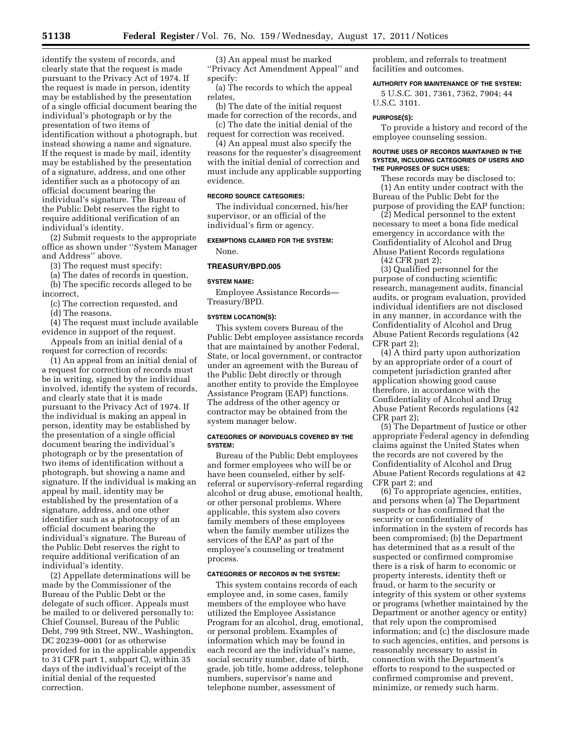identify the system of records, and clearly state that the request is made pursuant to the Privacy Act of 1974. If the request is made in person, identity may be established by the presentation of a single official document bearing the individual's photograph or by the presentation of two items of identification without a photograph, but instead showing a name and signature. If the request is made by mail, identity may be established by the presentation of a signature, address, and one other identifier such as a photocopy of an official document bearing the individual's signature. The Bureau of the Public Debt reserves the right to require additional verification of an individual's identity.

(2) Submit requests to the appropriate office as shown under ''System Manager and Address'' above.

(3) The request must specify:

(a) The dates of records in question,

(b) The specific records alleged to be incorrect,

(c) The correction requested, and

(d) The reasons.

(4) The request must include available evidence in support of the request.

Appeals from an initial denial of a request for correction of records:

(1) An appeal from an initial denial of a request for correction of records must be in writing, signed by the individual involved, identify the system of records, and clearly state that it is made pursuant to the Privacy Act of 1974. If the individual is making an appeal in person, identity may be established by the presentation of a single official document bearing the individual's photograph or by the presentation of two items of identification without a photograph, but showing a name and signature. If the individual is making an appeal by mail, identity may be established by the presentation of a signature, address, and one other identifier such as a photocopy of an official document bearing the individual's signature. The Bureau of the Public Debt reserves the right to require additional verification of an individual's identity.

(2) Appellate determinations will be made by the Commissioner of the Bureau of the Public Debt or the delegate of such officer. Appeals must be mailed to or delivered personally to: Chief Counsel, Bureau of the Public Debt, 799 9th Street, NW., Washington, DC 20239–0001 (or as otherwise provided for in the applicable appendix to 31 CFR part 1, subpart C), within 35 days of the individual's receipt of the initial denial of the requested correction.

(3) An appeal must be marked ''Privacy Act Amendment Appeal'' and specify:

(a) The records to which the appeal relates,

(b) The date of the initial request made for correction of the records, and

(c) The date the initial denial of the request for correction was received.

(4) An appeal must also specify the reasons for the requester's disagreement with the initial denial of correction and must include any applicable supporting evidence.

#### RECORD SOURCE CATEGORIES:

The individual concerned, his/her supervisor, or an official of the individual's firm or agency.

#### EXEMPTIONS CLAIMED FOR THE SYSTEM:

None.

### TREASURY/BPD.005

#### SYSTEM NAME:

Employee Assistance Records—Treasury/BPD.

#### SYSTEM LOCATION(S):

This system covers Bureau of the Public Debt employee assistance records that are maintained by another Federal, State, or local government, or contractor under an agreement with the Bureau of the Public Debt directly or through another entity to provide the Employee Assistance Program (EAP) functions. The address of the other agency or contractor may be obtained from the system manager below.

#### CATEGORIES OF INDIVIDUALS COVERED BY THE SYSTEM:

Bureau of the Public Debt employees and former employees who will be or have been counseled, either by self-referral or supervisory-referral regarding alcohol or drug abuse, emotional health, or other personal problems. Where applicable, this system also covers family members of these employees when the family member utilizes the services of the EAP as part of the employee's counseling or treatment process.

#### CATEGORIES OF RECORDS IN THE SYSTEM:

This system contains records of each employee and, in some cases, family members of the employee who have utilized the Employee Assistance Program for an alcohol, drug, emotional, or personal problem. Examples of information which may be found in each record are the individual's name, social security number, date of birth, grade, job title, home address, telephone numbers, supervisor's name and telephone number, assessment of problem, and referrals to treatment facilities and outcomes.

#### AUTHORITY FOR MAINTENANCE OF THE SYSTEM:

5 U.S.C. 301, 7361, 7362, 7904; 44 U.S.C. 3101.

#### PURPOSE(S):

To provide a history and record of the employee counseling session.

#### ROUTINE USES OF RECORDS MAINTAINED IN THE SYSTEM, INCLUDING CATEGORIES OF USERS AND THE PURPOSES OF SUCH USES:

These records may be disclosed to:

(1) An entity under contract with the Bureau of the Public Debt for the purpose of providing the EAP function;

(2) Medical personnel to the extent necessary to meet a bona fide medical emergency in accordance with the Confidentiality of Alcohol and Drug Abuse Patient Records regulations (42 CFR part 2);

(3) Qualified personnel for the purpose of conducting scientific research, management audits, financial audits, or program evaluation, provided individual identifiers are not disclosed in any manner, in accordance with the Confidentiality of Alcohol and Drug Abuse Patient Records regulations (42 CFR part 2);

(4) A third party upon authorization by an appropriate order of a court of competent jurisdiction granted after application showing good cause therefore, in accordance with the Confidentiality of Alcohol and Drug Abuse Patient Records regulations (42 CFR part 2);

(5) The Department of Justice or other appropriate Federal agency in defending claims against the United States when the records are not covered by the Confidentiality of Alcohol and Drug Abuse Patient Records regulations at 42 CFR part 2; and

(6) To appropriate agencies, entities, and persons when (a) The Department suspects or has confirmed that the security or confidentiality of information in the system of records has been compromised; (b) the Department has determined that as a result of the suspected or confirmed compromise there is a risk of harm to economic or property interests, identity theft or fraud, or harm to the security or integrity of this system or other systems or programs (whether maintained by the Department or another agency or entity) that rely upon the compromised information; and (c) the disclosure made to such agencies, entities, and persons is reasonably necessary to assist in connection with the Department's efforts to respond to the suspected or confirmed compromise and prevent, minimize, or remedy such harm.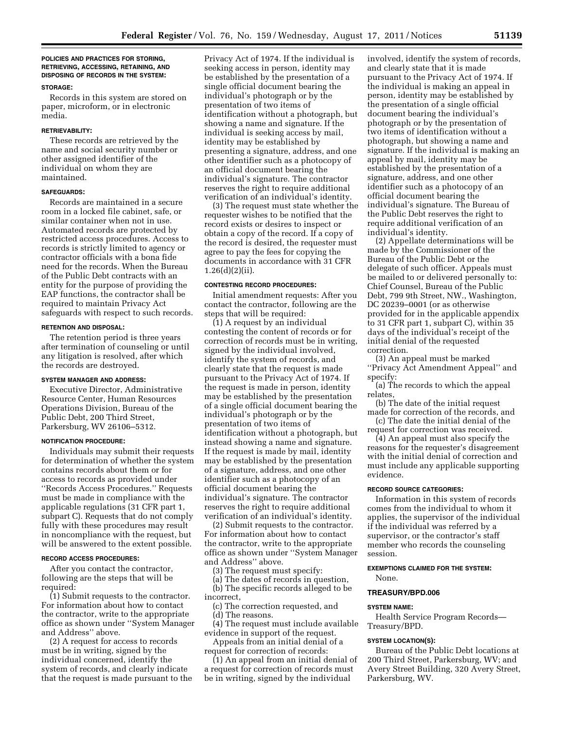**POLICIES AND PRACTICES FOR STORING, RETRIEVING, ACCESSING, RETAINING, AND DISPOSING OF RECORDS IN THE SYSTEM:**

**STORAGE:**

Records in this system are stored on paper, microform, or in electronic media.

**RETRIEVABILITY:**

These records are retrieved by the name and social security number or other assigned identifier of the individual on whom they are maintained.

**SAFEGUARDS:**

Records are maintained in a secure room in a locked file cabinet, safe, or similar container when not in use. Automated records are protected by restricted access procedures. Access to records is strictly limited to agency or contractor officials with a bona fide need for the records. When the Bureau of the Public Debt contracts with an entity for the purpose of providing the EAP functions, the contractor shall be required to maintain Privacy Act safeguards with respect to such records.

**RETENTION AND DISPOSAL:**

The retention period is three years after termination of counseling or until any litigation is resolved, after which the records are destroyed.

**SYSTEM MANAGER AND ADDRESS:**

Executive Director, Administrative Resource Center, Human Resources Operations Division, Bureau of the Public Debt, 200 Third Street, Parkersburg, WV 26106–5312.

**NOTIFICATION PROCEDURE:**

Individuals may submit their requests for determination of whether the system contains records about them or for access to records as provided under ''Records Access Procedures.'' Requests must be made in compliance with the applicable regulations (31 CFR part 1, subpart C). Requests that do not comply fully with these procedures may result in noncompliance with the request, but will be answered to the extent possible.

**RECORD ACCESS PROCEDURES:**

After you contact the contractor, following are the steps that will be required:

(1) Submit requests to the contractor. For information about how to contact the contractor, write to the appropriate office as shown under ''System Manager and Address'' above.

(2) A request for access to records must be in writing, signed by the individual concerned, identify the system of records, and clearly indicate that the request is made pursuant to the Privacy Act of 1974. If the individual is seeking access in person, identity may be established by the presentation of a single official document bearing the individual's photograph or by the presentation of two items of identification without a photograph, but showing a name and signature. If the individual is seeking access by mail, identity may be established by presenting a signature, address, and one other identifier such as a photocopy of an official document bearing the individual's signature. The contractor reserves the right to require additional verification of an individual's identity.

(3) The request must state whether the requester wishes to be notified that the record exists or desires to inspect or obtain a copy of the record. If a copy of the record is desired, the requester must agree to pay the fees for copying the documents in accordance with 31 CFR 1.26(d)(2)(ii).

**CONTESTING RECORD PROCEDURES:**

Initial amendment requests: After you contact the contractor, following are the steps that will be required:

(1) A request by an individual contesting the content of records or for correction of records must be in writing, signed by the individual involved, identify the system of records, and clearly state that the request is made pursuant to the Privacy Act of 1974. If the request is made in person, identity may be established by the presentation of a single official document bearing the individual's photograph or by the presentation of two items of identification without a photograph, but instead showing a name and signature. If the request is made by mail, identity may be established by the presentation of a signature, address, and one other identifier such as a photocopy of an official document bearing the individual's signature. The contractor reserves the right to require additional verification of an individual's identity.

(2) Submit requests to the contractor. For information about how to contact the contractor, write to the appropriate office as shown under ''System Manager and Address'' above.

(3) The request must specify:

(a) The dates of records in question,

(b) The specific records alleged to be incorrect,

(c) The correction requested, and

(d) The reasons.

(4) The request must include available evidence in support of the request.

Appeals from an initial denial of a request for correction of records:

(1) An appeal from an initial denial of a request for correction of records must be in writing, signed by the individual involved, identify the system of records, and clearly state that it is made pursuant to the Privacy Act of 1974. If the individual is making an appeal in person, identity may be established by the presentation of a single official document bearing the individual's photograph or by the presentation of two items of identification without a photograph, but showing a name and signature. If the individual is making an appeal by mail, identity may be established by the presentation of a signature, address, and one other identifier such as a photocopy of an official document bearing the individual's signature. The Bureau of the Public Debt reserves the right to require additional verification of an individual's identity.

(2) Appellate determinations will be made by the Commissioner of the Bureau of the Public Debt or the delegate of such officer. Appeals must be mailed to or delivered personally to: Chief Counsel, Bureau of the Public Debt, 799 9th Street, NW., Washington, DC 20239–0001 (or as otherwise provided for in the applicable appendix to 31 CFR part 1, subpart C), within 35 days of the individual's receipt of the initial denial of the requested correction.

(3) An appeal must be marked ''Privacy Act Amendment Appeal'' and specify:

(a) The records to which the appeal relates,

(b) The date of the initial request made for correction of the records, and

(c) The date the initial denial of the request for correction was received.

(4) An appeal must also specify the reasons for the requester's disagreement with the initial denial of correction and must include any applicable supporting evidence.

**RECORD SOURCE CATEGORIES:**

Information in this system of records comes from the individual to whom it applies, the supervisor of the individual if the individual was referred by a supervisor, or the contractor's staff member who records the counseling session.

**EXEMPTIONS CLAIMED FOR THE SYSTEM:**

None.

**TREASURY/BPD.006**

**SYSTEM NAME:**

Health Service Program Records—Treasury/BPD.

**SYSTEM LOCATION(S):**

Bureau of the Public Debt locations at 200 Third Street, Parkersburg, WV; and Avery Street Building, 320 Avery Street, Parkersburg, WV.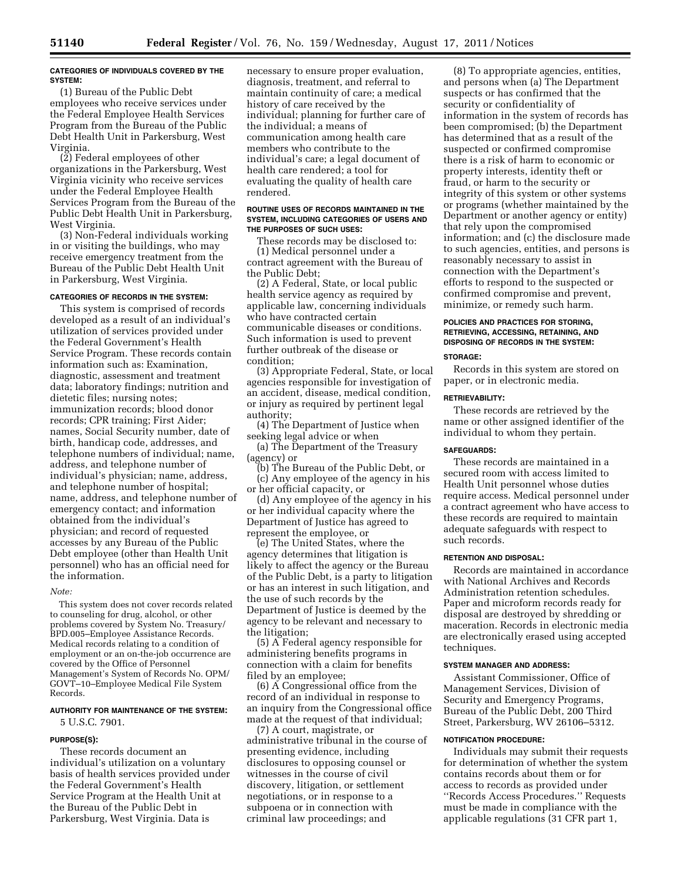#### CATEGORIES OF INDIVIDUALS COVERED BY THE SYSTEM:

(1) Bureau of the Public Debt employees who receive services under the Federal Employee Health Services Program from the Bureau of the Public Debt Health Unit in Parkersburg, West Virginia.

(2) Federal employees of other organizations in the Parkersburg, West Virginia vicinity who receive services under the Federal Employee Health Services Program from the Bureau of the Public Debt Health Unit in Parkersburg, West Virginia.

(3) Non-Federal individuals working in or visiting the buildings, who may receive emergency treatment from the Bureau of the Public Debt Health Unit in Parkersburg, West Virginia.

#### CATEGORIES OF RECORDS IN THE SYSTEM:

This system is comprised of records developed as a result of an individual's utilization of services provided under the Federal Government's Health Service Program. These records contain information such as: Examination, diagnostic, assessment and treatment data; laboratory findings; nutrition and dietetic files; nursing notes; immunization records; blood donor records; CPR training; First Aider; names, Social Security number, date of birth, handicap code, addresses, and telephone numbers of individual; name, address, and telephone number of individual's physician; name, address, and telephone number of hospital; name, address, and telephone number of emergency contact; and information obtained from the individual's physician; and record of requested accesses by any Bureau of the Public Debt employee (other than Health Unit personnel) who has an official need for the information.

*Note:*

This system does not cover records related to counseling for drug, alcohol, or other problems covered by System No. Treasury/BPD.005–Employee Assistance Records. Medical records relating to a condition of employment or an on-the-job occurrence are covered by the Office of Personnel Management's System of Records No. OPM/GOVT–10–Employee Medical File System Records.

#### AUTHORITY FOR MAINTENANCE OF THE SYSTEM:

5 U.S.C. 7901.

#### PURPOSE(S):

These records document an individual's utilization on a voluntary basis of health services provided under the Federal Government's Health Service Program at the Health Unit at the Bureau of the Public Debt in Parkersburg, West Virginia. Data is necessary to ensure proper evaluation, diagnosis, treatment, and referral to maintain continuity of care; a medical history of care received by the individual; planning for further care of the individual; a means of communication among health care members who contribute to the individual's care; a legal document of health care rendered; a tool for evaluating the quality of health care rendered.

#### ROUTINE USES OF RECORDS MAINTAINED IN THE SYSTEM, INCLUDING CATEGORIES OF USERS AND THE PURPOSES OF SUCH USES:

These records may be disclosed to:

(1) Medical personnel under a contract agreement with the Bureau of the Public Debt;

(2) A Federal, State, or local public health service agency as required by applicable law, concerning individuals who have contracted certain communicable diseases or conditions. Such information is used to prevent further outbreak of the disease or condition;

(3) Appropriate Federal, State, or local agencies responsible for investigation of an accident, disease, medical condition, or injury as required by pertinent legal authority;

(4) The Department of Justice when seeking legal advice or when

(a) The Department of the Treasury (agency) or

(b) The Bureau of the Public Debt, or

(c) Any employee of the agency in his or her official capacity, or

(d) Any employee of the agency in his or her individual capacity where the Department of Justice has agreed to represent the employee, or

(e) The United States, where the agency determines that litigation is likely to affect the agency or the Bureau of the Public Debt, is a party to litigation or has an interest in such litigation, and the use of such records by the Department of Justice is deemed by the agency to be relevant and necessary to the litigation;

(5) A Federal agency responsible for administering benefits programs in connection with a claim for benefits filed by an employee;

(6) A Congressional office from the record of an individual in response to an inquiry from the Congressional office made at the request of that individual;

(7) A court, magistrate, or administrative tribunal in the course of presenting evidence, including disclosures to opposing counsel or witnesses in the course of civil discovery, litigation, or settlement negotiations, or in response to a subpoena or in connection with criminal law proceedings; and

(8) To appropriate agencies, entities, and persons when (a) The Department suspects or has confirmed that the security or confidentiality of information in the system of records has been compromised; (b) the Department has determined that as a result of the suspected or confirmed compromise there is a risk of harm to economic or property interests, identity theft or fraud, or harm to the security or integrity of this system or other systems or programs (whether maintained by the Department or another agency or entity) that rely upon the compromised information; and (c) the disclosure made to such agencies, entities, and persons is reasonably necessary to assist in connection with the Department's efforts to respond to the suspected or confirmed compromise and prevent, minimize, or remedy such harm.

#### POLICIES AND PRACTICES FOR STORING, RETRIEVING, ACCESSING, RETAINING, AND DISPOSING OF RECORDS IN THE SYSTEM:

#### STORAGE:

Records in this system are stored on paper, or in electronic media.

#### RETRIEVABILITY:

These records are retrieved by the name or other assigned identifier of the individual to whom they pertain.

#### SAFEGUARDS:

These records are maintained in a secured room with access limited to Health Unit personnel whose duties require access. Medical personnel under a contract agreement who have access to these records are required to maintain adequate safeguards with respect to such records.

#### RETENTION AND DISPOSAL:

Records are maintained in accordance with National Archives and Records Administration retention schedules. Paper and microform records ready for disposal are destroyed by shredding or maceration. Records in electronic media are electronically erased using accepted techniques.

#### SYSTEM MANAGER AND ADDRESS:

Assistant Commissioner, Office of Management Services, Division of Security and Emergency Programs, Bureau of the Public Debt, 200 Third Street, Parkersburg, WV 26106–5312.

#### NOTIFICATION PROCEDURE:

Individuals may submit their requests for determination of whether the system contains records about them or for access to records as provided under ''Records Access Procedures.'' Requests must be made in compliance with the applicable regulations (31 CFR part 1,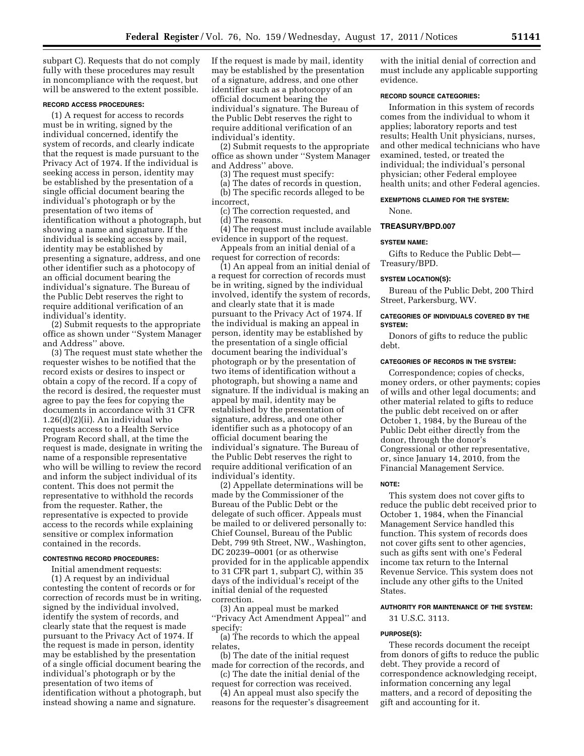subpart C). Requests that do not comply fully with these procedures may result in noncompliance with the request, but will be answered to the extent possible.

#### RECORD ACCESS PROCEDURES:

(1) A request for access to records must be in writing, signed by the individual concerned, identify the system of records, and clearly indicate that the request is made pursuant to the Privacy Act of 1974. If the individual is seeking access in person, identity may be established by the presentation of a single official document bearing the individual's photograph or by the presentation of two items of identification without a photograph, but showing a name and signature. If the individual is seeking access by mail, identity may be established by presenting a signature, address, and one other identifier such as a photocopy of an official document bearing the individual's signature. The Bureau of the Public Debt reserves the right to require additional verification of an individual's identity.

(2) Submit requests to the appropriate office as shown under ''System Manager and Address'' above.

(3) The request must state whether the requester wishes to be notified that the record exists or desires to inspect or obtain a copy of the record. If a copy of the record is desired, the requester must agree to pay the fees for copying the documents in accordance with 31 CFR 1.26(d)(2)(ii). An individual who requests access to a Health Service Program Record shall, at the time the request is made, designate in writing the name of a responsible representative who will be willing to review the record and inform the subject individual of its content. This does not permit the representative to withhold the records from the requester. Rather, the representative is expected to provide access to the records while explaining sensitive or complex information contained in the records.

#### CONTESTING RECORD PROCEDURES:

Initial amendment requests:

(1) A request by an individual contesting the content of records or for correction of records must be in writing, signed by the individual involved, identify the system of records, and clearly state that the request is made pursuant to the Privacy Act of 1974. If the request is made in person, identity may be established by the presentation of a single official document bearing the individual's photograph or by the presentation of two items of identification without a photograph, but instead showing a name and signature. If the request is made by mail, identity may be established by the presentation of a signature, address, and one other identifier such as a photocopy of an official document bearing the individual's signature. The Bureau of the Public Debt reserves the right to require additional verification of an individual's identity.

(2) Submit requests to the appropriate office as shown under ''System Manager and Address'' above.

(3) The request must specify:

(a) The dates of records in question,

(b) The specific records alleged to be incorrect,

(c) The correction requested, and

(d) The reasons.

(4) The request must include available evidence in support of the request.

Appeals from an initial denial of a request for correction of records:

(1) An appeal from an initial denial of a request for correction of records must be in writing, signed by the individual involved, identify the system of records, and clearly state that it is made pursuant to the Privacy Act of 1974. If the individual is making an appeal in person, identity may be established by the presentation of a single official document bearing the individual's photograph or by the presentation of two items of identification without a photograph, but showing a name and signature. If the individual is making an appeal by mail, identity may be established by the presentation of signature, address, and one other identifier such as a photocopy of an official document bearing the individual's signature. The Bureau of the Public Debt reserves the right to require additional verification of an individual's identity.

(2) Appellate determinations will be made by the Commissioner of the Bureau of the Public Debt or the delegate of such officer. Appeals must be mailed to or delivered personally to: Chief Counsel, Bureau of the Public Debt, 799 9th Street, NW., Washington, DC 20239–0001 (or as otherwise provided for in the applicable appendix to 31 CFR part 1, subpart C), within 35 days of the individual's receipt of the initial denial of the requested correction.

(3) An appeal must be marked ''Privacy Act Amendment Appeal'' and specify:

(a) The records to which the appeal relates,

(b) The date of the initial request made for correction of the records, and

(c) The date the initial denial of the request for correction was received.

(4) An appeal must also specify the reasons for the requester's disagreement with the initial denial of correction and must include any applicable supporting evidence.

#### RECORD SOURCE CATEGORIES:

Information in this system of records comes from the individual to whom it applies; laboratory reports and test results; Health Unit physicians, nurses, and other medical technicians who have examined, tested, or treated the individual; the individual's personal physician; other Federal employee health units; and other Federal agencies.

#### EXEMPTIONS CLAIMED FOR THE SYSTEM:

None.

### TREASURY/BPD.007

#### SYSTEM NAME:

Gifts to Reduce the Public Debt—Treasury/BPD.

#### SYSTEM LOCATION(S):

Bureau of the Public Debt, 200 Third Street, Parkersburg, WV.

#### CATEGORIES OF INDIVIDUALS COVERED BY THE SYSTEM:

Donors of gifts to reduce the public debt.

#### CATEGORIES OF RECORDS IN THE SYSTEM:

Correspondence; copies of checks, money orders, or other payments; copies of wills and other legal documents; and other material related to gifts to reduce the public debt received on or after October 1, 1984, by the Bureau of the Public Debt either directly from the donor, through the donor's Congressional or other representative, or, since January 14, 2010, from the Financial Management Service.

#### NOTE:

This system does not cover gifts to reduce the public debt received prior to October 1, 1984, when the Financial Management Service handled this function. This system of records does not cover gifts sent to other agencies, such as gifts sent with one's Federal income tax return to the Internal Revenue Service. This system does not include any other gifts to the United States.

#### AUTHORITY FOR MAINTENANCE OF THE SYSTEM:

31 U.S.C. 3113.

#### PURPOSE(S):

These records document the receipt from donors of gifts to reduce the public debt. They provide a record of correspondence acknowledging receipt, information concerning any legal matters, and a record of depositing the gift and accounting for it.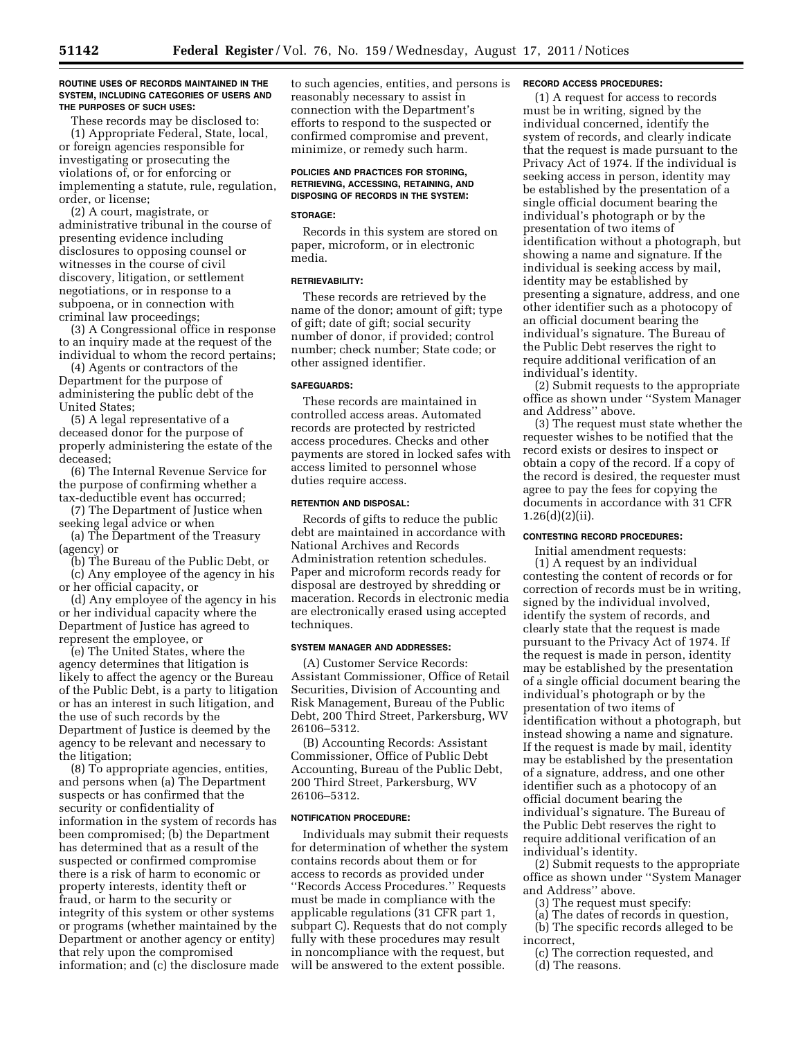**ROUTINE USES OF RECORDS MAINTAINED IN THE SYSTEM, INCLUDING CATEGORIES OF USERS AND THE PURPOSES OF SUCH USES:**

These records may be disclosed to:

(1) Appropriate Federal, State, local, or foreign agencies responsible for investigating or prosecuting the violations of, or for enforcing or implementing a statute, rule, regulation, order, or license;

(2) A court, magistrate, or administrative tribunal in the course of presenting evidence including disclosures to opposing counsel or witnesses in the course of civil discovery, litigation, or settlement negotiations, or in response to a subpoena, or in connection with criminal law proceedings;

(3) A Congressional office in response to an inquiry made at the request of the individual to whom the record pertains;

(4) Agents or contractors of the Department for the purpose of administering the public debt of the United States;

(5) A legal representative of a deceased donor for the purpose of properly administering the estate of the deceased;

(6) The Internal Revenue Service for the purpose of confirming whether a tax-deductible event has occurred;

(7) The Department of Justice when seeking legal advice or when

(a) The Department of the Treasury (agency) or

(b) The Bureau of the Public Debt, or

(c) Any employee of the agency in his or her official capacity, or

(d) Any employee of the agency in his or her individual capacity where the Department of Justice has agreed to represent the employee, or

(e) The United States, where the agency determines that litigation is likely to affect the agency or the Bureau of the Public Debt, is a party to litigation or has an interest in such litigation, and the use of such records by the Department of Justice is deemed by the agency to be relevant and necessary to the litigation;

(8) To appropriate agencies, entities, and persons when (a) The Department suspects or has confirmed that the security or confidentiality of information in the system of records has been compromised; (b) the Department has determined that as a result of the suspected or confirmed compromise there is a risk of harm to economic or property interests, identity theft or fraud, or harm to the security or integrity of this system or other systems or programs (whether maintained by the Department or another agency or entity) that rely upon the compromised information; and (c) the disclosure made to such agencies, entities, and persons is reasonably necessary to assist in connection with the Department's efforts to respond to the suspected or confirmed compromise and prevent, minimize, or remedy such harm.

**POLICIES AND PRACTICES FOR STORING, RETRIEVING, ACCESSING, RETAINING, AND DISPOSING OF RECORDS IN THE SYSTEM:**

**STORAGE:**

Records in this system are stored on paper, microform, or in electronic media.

**RETRIEVABILITY:**

These records are retrieved by the name of the donor; amount of gift; type of gift; date of gift; social security number of donor, if provided; control number; check number; State code; or other assigned identifier.

**SAFEGUARDS:**

These records are maintained in controlled access areas. Automated records are protected by restricted access procedures. Checks and other payments are stored in locked safes with access limited to personnel whose duties require access.

**RETENTION AND DISPOSAL:**

Records of gifts to reduce the public debt are maintained in accordance with National Archives and Records Administration retention schedules. Paper and microform records ready for disposal are destroyed by shredding or maceration. Records in electronic media are electronically erased using accepted techniques.

**SYSTEM MANAGER AND ADDRESSES:**

(A) Customer Service Records: Assistant Commissioner, Office of Retail Securities, Division of Accounting and Risk Management, Bureau of the Public Debt, 200 Third Street, Parkersburg, WV 26106–5312.

(B) Accounting Records: Assistant Commissioner, Office of Public Debt Accounting, Bureau of the Public Debt, 200 Third Street, Parkersburg, WV 26106–5312.

**NOTIFICATION PROCEDURE:**

Individuals may submit their requests for determination of whether the system contains records about them or for access to records as provided under "Records Access Procedures." Requests must be made in compliance with the applicable regulations (31 CFR part 1, subpart C). Requests that do not comply fully with these procedures may result in noncompliance with the request, but will be answered to the extent possible.

**RECORD ACCESS PROCEDURES:**

(1) A request for access to records must be in writing, signed by the individual concerned, identify the system of records, and clearly indicate that the request is made pursuant to the Privacy Act of 1974. If the individual is seeking access in person, identity may be established by the presentation of a single official document bearing the individual's photograph or by the presentation of two items of identification without a photograph, but showing a name and signature. If the individual is seeking access by mail, identity may be established by presenting a signature, address, and one other identifier such as a photocopy of an official document bearing the individual's signature. The Bureau of the Public Debt reserves the right to require additional verification of an individual's identity.

(2) Submit requests to the appropriate office as shown under "System Manager and Address" above.

(3) The request must state whether the requester wishes to be notified that the record exists or desires to inspect or obtain a copy of the record. If a copy of the record is desired, the requester must agree to pay the fees for copying the documents in accordance with 31 CFR 1.26(d)(2)(ii).

**CONTESTING RECORD PROCEDURES:**

Initial amendment requests:

(1) A request by an individual contesting the content of records or for correction of records must be in writing, signed by the individual involved, identify the system of records, and clearly state that the request is made pursuant to the Privacy Act of 1974. If the request is made in person, identity may be established by the presentation of a single official document bearing the individual's photograph or by the presentation of two items of identification without a photograph, but instead showing a name and signature. If the request is made by mail, identity may be established by the presentation of a signature, address, and one other identifier such as a photocopy of an official document bearing the individual's signature. The Bureau of the Public Debt reserves the right to require additional verification of an individual's identity.

(2) Submit requests to the appropriate office as shown under "System Manager and Address" above.

(3) The request must specify:

(a) The dates of records in question,

(b) The specific records alleged to be incorrect,

(c) The correction requested, and

(d) The reasons.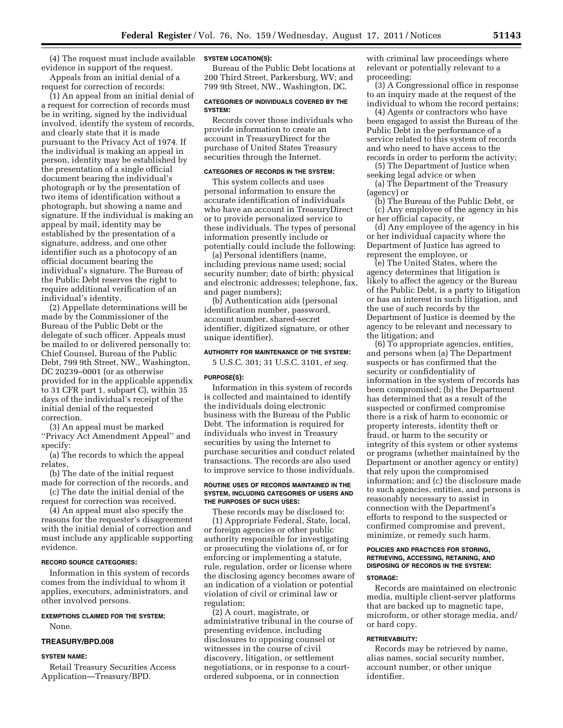(4) The request must include available evidence in support of the request.

Appeals from an initial denial of a request for correction of records:

(1) An appeal from an initial denial of a request for correction of records must be in writing, signed by the individual involved, identify the system of records, and clearly state that it is made pursuant to the Privacy Act of 1974. If the individual is making an appeal in person, identity may be established by the presentation of a single official document bearing the individual's photograph or by the presentation of two items of identification without a photograph, but showing a name and signature. If the individual is making an appeal by mail, identity may be established by the presentation of a signature, address, and one other identifier such as a photocopy of an official document bearing the individual's signature. The Bureau of the Public Debt reserves the right to require additional verification of an individual's identity.

(2) Appellate determinations will be made by the Commissioner of the Bureau of the Public Debt or the delegate of such officer. Appeals must be mailed to or delivered personally to: Chief Counsel, Bureau of the Public Debt, 799 9th Street, NW., Washington, DC 20239–0001 (or as otherwise provided for in the applicable appendix to 31 CFR part 1, subpart C), within 35 days of the individual's receipt of the initial denial of the requested correction.

(3) An appeal must be marked ''Privacy Act Amendment Appeal'' and specify:

(a) The records to which the appeal relates,

(b) The date of the initial request made for correction of the records, and

(c) The date the initial denial of the request for correction was received.

(4) An appeal must also specify the reasons for the requester's disagreement with the initial denial of correction and must include any applicable supporting evidence.

#### RECORD SOURCE CATEGORIES:

Information in this system of records comes from the individual to whom it applies, executors, administrators, and other involved persons.

#### EXEMPTIONS CLAIMED FOR THE SYSTEM:

None.

### TREASURY/BPD.008

#### SYSTEM NAME:

Retail Treasury Securities Access Application—Treasury/BPD.

#### SYSTEM LOCATION(S):

Bureau of the Public Debt locations at 200 Third Street, Parkersburg, WV; and 799 9th Street, NW., Washington, DC.

#### CATEGORIES OF INDIVIDUALS COVERED BY THE SYSTEM:

Records cover those individuals who provide information to create an account in TreasuryDirect for the purchase of United States Treasury securities through the Internet.

#### CATEGORIES OF RECORDS IN THE SYSTEM:

This system collects and uses personal information to ensure the accurate identification of individuals who have an account in TreasuryDirect or to provide personalized service to these individuals. The types of personal information presently include or potentially could include the following:

(a) Personal identifiers (name, including previous name used; social security number; date of birth; physical and electronic addresses; telephone, fax, and pager numbers);

(b) Authentication aids (personal identification number, password, account number, shared-secret identifier, digitized signature, or other unique identifier).

#### AUTHORITY FOR MAINTENANCE OF THE SYSTEM:

5 U.S.C. 301; 31 U.S.C. 3101, *et seq.*

#### PURPOSE(S):

Information in this system of records is collected and maintained to identify the individuals doing electronic business with the Bureau of the Public Debt. The information is required for individuals who invest in Treasury securities by using the Internet to purchase securities and conduct related transactions. The records are also used to improve service to those individuals.

#### ROUTINE USES OF RECORDS MAINTAINED IN THE SYSTEM, INCLUDING CATEGORIES OF USERS AND THE PURPOSES OF SUCH USES:

These records may be disclosed to:

(1) Appropriate Federal, State, local, or foreign agencies or other public authority responsible for investigating or prosecuting the violations of, or for enforcing or implementing a statute, rule, regulation, order or license where the disclosing agency becomes aware of an indication of a violation or potential violation of civil or criminal law or regulation;

(2) A court, magistrate, or administrative tribunal in the course of presenting evidence, including disclosures to opposing counsel or witnesses in the course of civil discovery, litigation, or settlement negotiations, or in response to a court-ordered subpoena, or in connection with criminal law proceedings where relevant or potentially relevant to a proceeding;

(3) A Congressional office in response to an inquiry made at the request of the individual to whom the record pertains;

(4) Agents or contractors who have been engaged to assist the Bureau of the Public Debt in the performance of a service related to this system of records and who need to have access to the records in order to perform the activity;

(5) The Department of Justice when seeking legal advice or when

(a) The Department of the Treasury (agency) or

(b) The Bureau of the Public Debt, or

(c) Any employee of the agency in his or her official capacity, or

(d) Any employee of the agency in his or her individual capacity where the Department of Justice has agreed to represent the employee, or

(e) The United States, where the agency determines that litigation is likely to affect the agency or the Bureau of the Public Debt, is a party to litigation or has an interest in such litigation, and the use of such records by the Department of Justice is deemed by the agency to be relevant and necessary to the litigation; and

(6) To appropriate agencies, entities, and persons when (a) The Department suspects or has confirmed that the security or confidentiality of information in the system of records has been compromised; (b) the Department has determined that as a result of the suspected or confirmed compromise there is a risk of harm to economic or property interests, identity theft or fraud, or harm to the security or integrity of this system or other systems or programs (whether maintained by the Department or another agency or entity) that rely upon the compromised information; and (c) the disclosure made to such agencies, entities, and persons is reasonably necessary to assist in connection with the Department's efforts to respond to the suspected or confirmed compromise and prevent, minimize, or remedy such harm.

#### POLICIES AND PRACTICES FOR STORING, RETRIEVING, ACCESSING, RETAINING, AND DISPOSING OF RECORDS IN THE SYSTEM:

#### STORAGE:

Records are maintained on electronic media, multiple client-server platforms that are backed up to magnetic tape, microform, or other storage media, and/or hard copy.

#### RETRIEVABILITY:

Records may be retrieved by name, alias names, social security number, account number, or other unique identifier.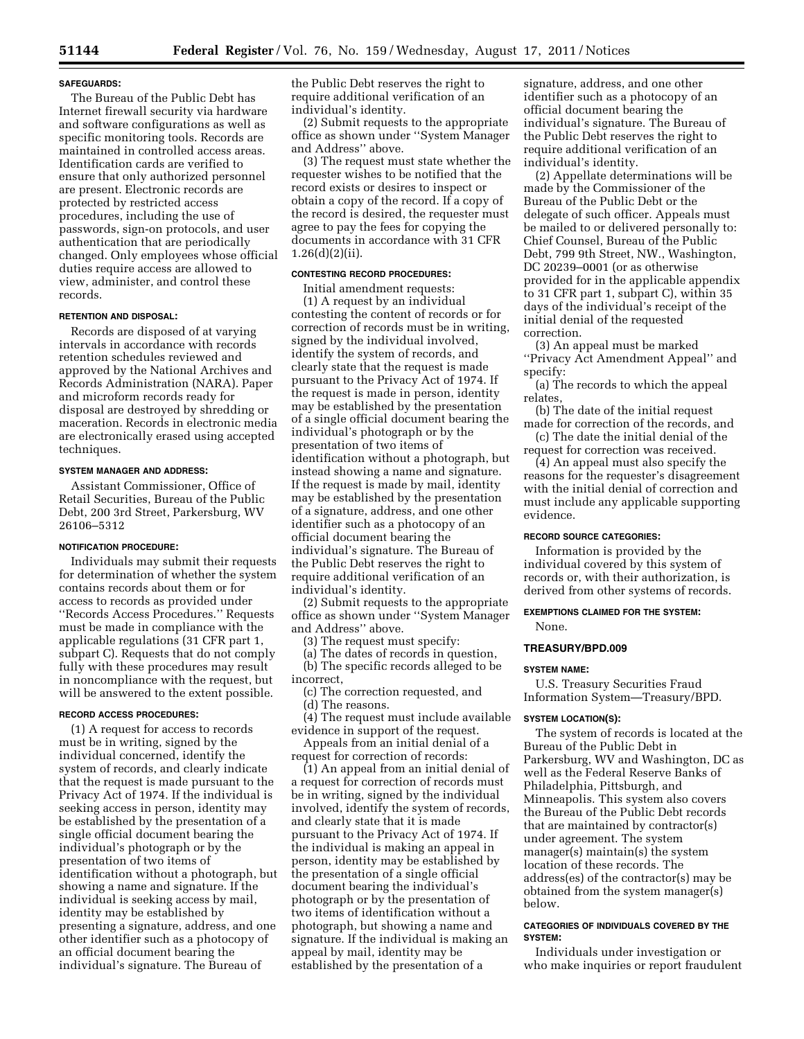#### SAFEGUARDS:

The Bureau of the Public Debt has Internet firewall security via hardware and software configurations as well as specific monitoring tools. Records are maintained in controlled access areas. Identification cards are verified to ensure that only authorized personnel are present. Electronic records are protected by restricted access procedures, including the use of passwords, sign-on protocols, and user authentication that are periodically changed. Only employees whose official duties require access are allowed to view, administer, and control these records.

#### RETENTION AND DISPOSAL:

Records are disposed of at varying intervals in accordance with records retention schedules reviewed and approved by the National Archives and Records Administration (NARA). Paper and microform records ready for disposal are destroyed by shredding or maceration. Records in electronic media are electronically erased using accepted techniques.

#### SYSTEM MANAGER AND ADDRESS:

Assistant Commissioner, Office of Retail Securities, Bureau of the Public Debt, 200 3rd Street, Parkersburg, WV 26106–5312

#### NOTIFICATION PROCEDURE:

Individuals may submit their requests for determination of whether the system contains records about them or for access to records as provided under ''Records Access Procedures.'' Requests must be made in compliance with the applicable regulations (31 CFR part 1, subpart C). Requests that do not comply fully with these procedures may result in noncompliance with the request, but will be answered to the extent possible.

#### RECORD ACCESS PROCEDURES:

(1) A request for access to records must be in writing, signed by the individual concerned, identify the system of records, and clearly indicate that the request is made pursuant to the Privacy Act of 1974. If the individual is seeking access in person, identity may be established by the presentation of a single official document bearing the individual's photograph or by the presentation of two items of identification without a photograph, but showing a name and signature. If the individual is seeking access by mail, identity may be established by presenting a signature, address, and one other identifier such as a photocopy of an official document bearing the individual's signature. The Bureau of the Public Debt reserves the right to require additional verification of an individual's identity.

(2) Submit requests to the appropriate office as shown under ''System Manager and Address'' above.

(3) The request must state whether the requester wishes to be notified that the record exists or desires to inspect or obtain a copy of the record. If a copy of the record is desired, the requester must agree to pay the fees for copying the documents in accordance with 31 CFR 1.26(d)(2)(ii).

#### CONTESTING RECORD PROCEDURES:

Initial amendment requests:

(1) A request by an individual contesting the content of records or for correction of records must be in writing, signed by the individual involved, identify the system of records, and clearly state that the request is made pursuant to the Privacy Act of 1974. If the request is made in person, identity may be established by the presentation of a single official document bearing the individual's photograph or by the presentation of two items of identification without a photograph, but instead showing a name and signature. If the request is made by mail, identity may be established by the presentation of a signature, address, and one other identifier such as a photocopy of an official document bearing the individual's signature. The Bureau of the Public Debt reserves the right to require additional verification of an individual's identity.

(2) Submit requests to the appropriate office as shown under ''System Manager and Address'' above.

(3) The request must specify:

(a) The dates of records in question,

(b) The specific records alleged to be incorrect,

(c) The correction requested, and

(d) The reasons.

(4) The request must include available evidence in support of the request.

Appeals from an initial denial of a request for correction of records:

(1) An appeal from an initial denial of a request for correction of records must be in writing, signed by the individual involved, identify the system of records, and clearly state that it is made pursuant to the Privacy Act of 1974. If the individual is making an appeal in person, identity may be established by the presentation of a single official document bearing the individual's photograph or by the presentation of two items of identification without a photograph, but showing a name and signature. If the individual is making an appeal by mail, identity may be established by the presentation of a signature, address, and one other identifier such as a photocopy of an official document bearing the individual's signature. The Bureau of the Public Debt reserves the right to require additional verification of an individual's identity.

(2) Appellate determinations will be made by the Commissioner of the Bureau of the Public Debt or the delegate of such officer. Appeals must be mailed to or delivered personally to: Chief Counsel, Bureau of the Public Debt, 799 9th Street, NW., Washington, DC 20239–0001 (or as otherwise provided for in the applicable appendix to 31 CFR part 1, subpart C), within 35 days of the individual's receipt of the initial denial of the requested correction.

(3) An appeal must be marked ''Privacy Act Amendment Appeal'' and specify:

(a) The records to which the appeal relates,

(b) The date of the initial request made for correction of the records, and

(c) The date the initial denial of the request for correction was received.

(4) An appeal must also specify the reasons for the requester's disagreement with the initial denial of correction and must include any applicable supporting evidence.

#### RECORD SOURCE CATEGORIES:

Information is provided by the individual covered by this system of records or, with their authorization, is derived from other systems of records.

#### EXEMPTIONS CLAIMED FOR THE SYSTEM:

None.

### TREASURY/BPD.009

#### SYSTEM NAME:

U.S. Treasury Securities Fraud Information System—Treasury/BPD.

#### SYSTEM LOCATION(S):

The system of records is located at the Bureau of the Public Debt in Parkersburg, WV and Washington, DC as well as the Federal Reserve Banks of Philadelphia, Pittsburgh, and Minneapolis. This system also covers the Bureau of the Public Debt records that are maintained by contractor(s) under agreement. The system manager(s) maintain(s) the system location of these records. The address(es) of the contractor(s) may be obtained from the system manager(s) below.

#### CATEGORIES OF INDIVIDUALS COVERED BY THE SYSTEM:

Individuals under investigation or who make inquiries or report fraudulent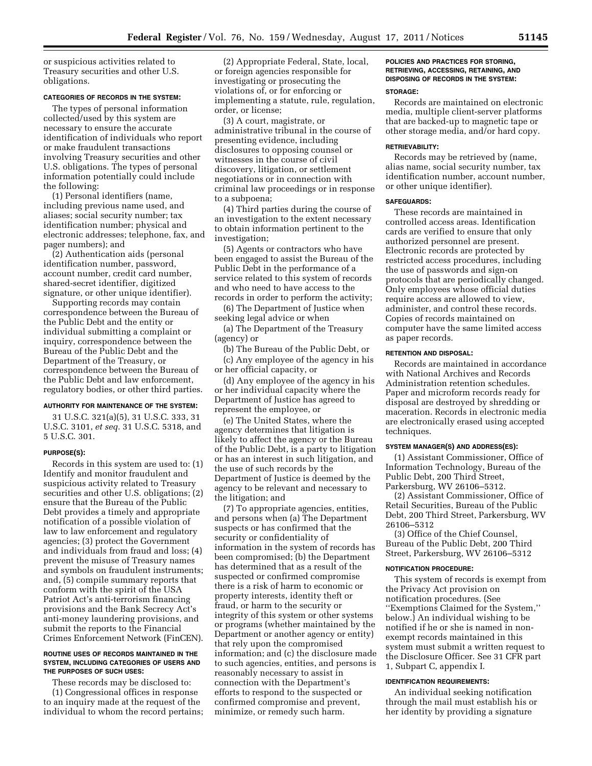or suspicious activities related to Treasury securities and other U.S. obligations.

**CATEGORIES OF RECORDS IN THE SYSTEM:**

The types of personal information collected/used by this system are necessary to ensure the accurate identification of individuals who report or make fraudulent transactions involving Treasury securities and other U.S. obligations. The types of personal information potentially could include the following:

(1) Personal identifiers (name, including previous name used, and aliases; social security number; tax identification number; physical and electronic addresses; telephone, fax, and pager numbers); and

(2) Authentication aids (personal identification number, password, account number, credit card number, shared-secret identifier, digitized signature, or other unique identifier).

Supporting records may contain correspondence between the Bureau of the Public Debt and the entity or individual submitting a complaint or inquiry, correspondence between the Bureau of the Public Debt and the Department of the Treasury, or correspondence between the Bureau of the Public Debt and law enforcement, regulatory bodies, or other third parties.

**AUTHORITY FOR MAINTENANCE OF THE SYSTEM:**

31 U.S.C. 321(a)(5), 31 U.S.C. 333, 31 U.S.C. 3101, *et seq.* 31 U.S.C. 5318, and 5 U.S.C. 301.

**PURPOSE(S):**

Records in this system are used to: (1) Identify and monitor fraudulent and suspicious activity related to Treasury securities and other U.S. obligations; (2) ensure that the Bureau of the Public Debt provides a timely and appropriate notification of a possible violation of law to law enforcement and regulatory agencies; (3) protect the Government and individuals from fraud and loss; (4) prevent the misuse of Treasury names and symbols on fraudulent instruments; and, (5) compile summary reports that conform with the spirit of the USA Patriot Act's anti-terrorism financing provisions and the Bank Secrecy Act's anti-money laundering provisions, and submit the reports to the Financial Crimes Enforcement Network (FinCEN).

**ROUTINE USES OF RECORDS MAINTAINED IN THE SYSTEM, INCLUDING CATEGORIES OF USERS AND THE PURPOSES OF SUCH USES:**

These records may be disclosed to:

(1) Congressional offices in response to an inquiry made at the request of the individual to whom the record pertains;

(2) Appropriate Federal, State, local, or foreign agencies responsible for investigating or prosecuting the violations of, or for enforcing or implementing a statute, rule, regulation, order, or license;

(3) A court, magistrate, or administrative tribunal in the course of presenting evidence, including disclosures to opposing counsel or witnesses in the course of civil discovery, litigation, or settlement negotiations or in connection with criminal law proceedings or in response to a subpoena;

(4) Third parties during the course of an investigation to the extent necessary to obtain information pertinent to the investigation;

(5) Agents or contractors who have been engaged to assist the Bureau of the Public Debt in the performance of a service related to this system of records and who need to have access to the records in order to perform the activity;

(6) The Department of Justice when seeking legal advice or when

(a) The Department of the Treasury (agency) or

(b) The Bureau of the Public Debt, or

(c) Any employee of the agency in his or her official capacity, or

(d) Any employee of the agency in his or her individual capacity where the Department of Justice has agreed to represent the employee, or

(e) The United States, where the agency determines that litigation is likely to affect the agency or the Bureau of the Public Debt, is a party to litigation or has an interest in such litigation, and the use of such records by the Department of Justice is deemed by the agency to be relevant and necessary to the litigation; and

(7) To appropriate agencies, entities, and persons when (a) The Department suspects or has confirmed that the security or confidentiality of information in the system of records has been compromised; (b) the Department has determined that as a result of the suspected or confirmed compromise there is a risk of harm to economic or property interests, identity theft or fraud, or harm to the security or integrity of this system or other systems or programs (whether maintained by the Department or another agency or entity) that rely upon the compromised information; and (c) the disclosure made to such agencies, entities, and persons is reasonably necessary to assist in connection with the Department's efforts to respond to the suspected or confirmed compromise and prevent, minimize, or remedy such harm.

**POLICIES AND PRACTICES FOR STORING, RETRIEVING, ACCESSING, RETAINING, AND DISPOSING OF RECORDS IN THE SYSTEM:**

**STORAGE:**

Records are maintained on electronic media, multiple client-server platforms that are backed-up to magnetic tape or other storage media, and/or hard copy.

**RETRIEVABILITY:**

Records may be retrieved by (name, alias name, social security number, tax identification number, account number, or other unique identifier).

**SAFEGUARDS:**

These records are maintained in controlled access areas. Identification cards are verified to ensure that only authorized personnel are present. Electronic records are protected by restricted access procedures, including the use of passwords and sign-on protocols that are periodically changed. Only employees whose official duties require access are allowed to view, administer, and control these records. Copies of records maintained on computer have the same limited access as paper records.

**RETENTION AND DISPOSAL:**

Records are maintained in accordance with National Archives and Records Administration retention schedules. Paper and microform records ready for disposal are destroyed by shredding or maceration. Records in electronic media are electronically erased using accepted techniques.

**SYSTEM MANAGER(S) AND ADDRESS(ES):**

(1) Assistant Commissioner, Office of Information Technology, Bureau of the Public Debt, 200 Third Street, Parkersburg, WV 26106–5312.

(2) Assistant Commissioner, Office of Retail Securities, Bureau of the Public Debt, 200 Third Street, Parkersburg, WV 26106–5312

(3) Office of the Chief Counsel, Bureau of the Public Debt, 200 Third Street, Parkersburg, WV 26106–5312

**NOTIFICATION PROCEDURE:**

This system of records is exempt from the Privacy Act provision on notification procedures. (See ''Exemptions Claimed for the System,'' below.) An individual wishing to be notified if he or she is named in non-exempt records maintained in this system must submit a written request to the Disclosure Officer. See 31 CFR part 1, Subpart C, appendix I.

**IDENTIFICATION REQUIREMENTS:**

An individual seeking notification through the mail must establish his or her identity by providing a signature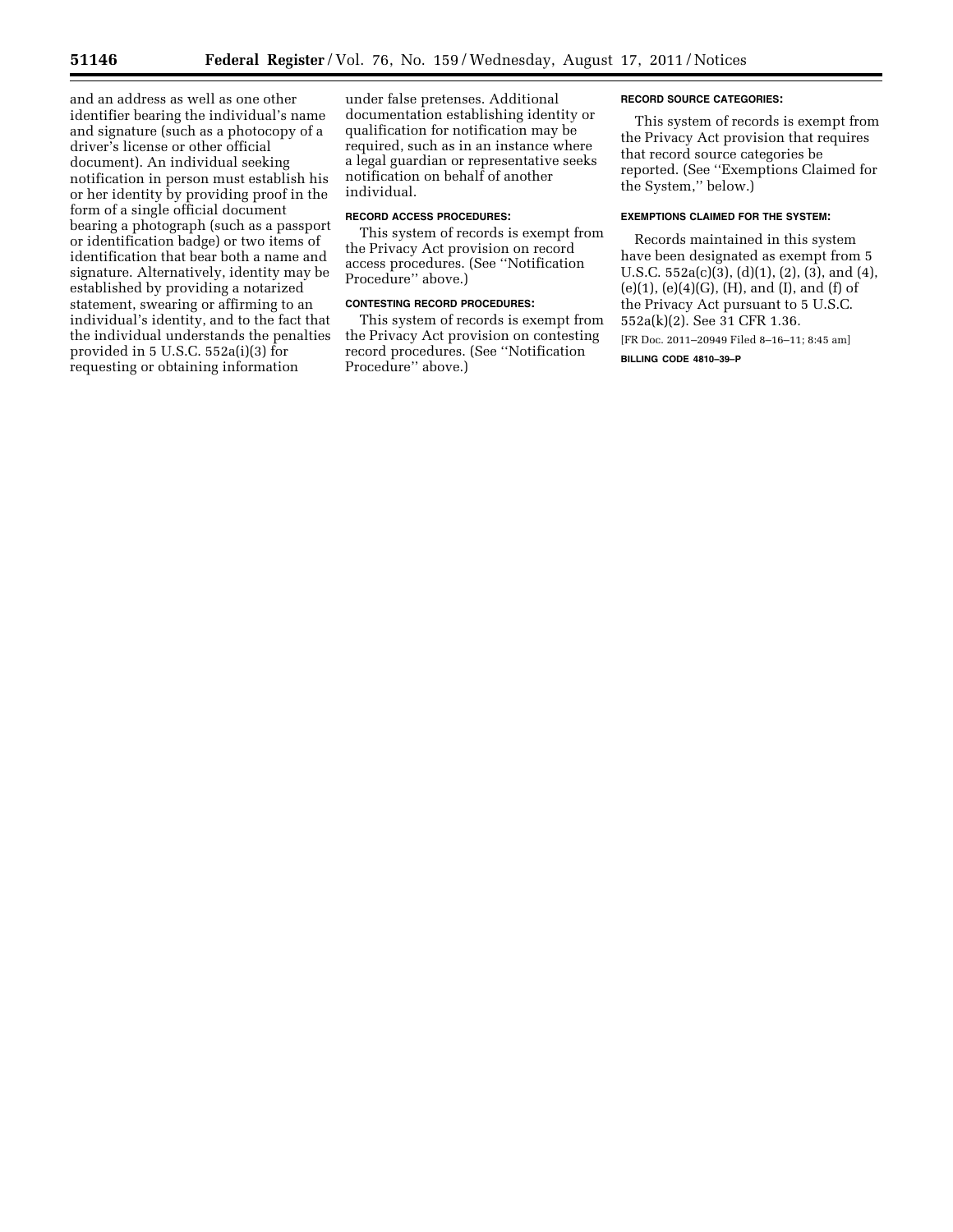and an address as well as one other identifier bearing the individual's name and signature (such as a photocopy of a driver's license or other official document). An individual seeking notification in person must establish his or her identity by providing proof in the form of a single official document bearing a photograph (such as a passport or identification badge) or two items of identification that bear both a name and signature. Alternatively, identity may be established by providing a notarized statement, swearing or affirming to an individual's identity, and to the fact that the individual understands the penalties provided in 5 U.S.C. 552a(i)(3) for requesting or obtaining information under false pretenses. Additional documentation establishing identity or qualification for notification may be required, such as in an instance where a legal guardian or representative seeks notification on behalf of another individual.

#### RECORD ACCESS PROCEDURES:

This system of records is exempt from the Privacy Act provision on record access procedures. (See ''Notification Procedure'' above.)

#### CONTESTING RECORD PROCEDURES:

This system of records is exempt from the Privacy Act provision on contesting record procedures. (See ''Notification Procedure'' above.)

#### RECORD SOURCE CATEGORIES:

This system of records is exempt from the Privacy Act provision that requires that record source categories be reported. (See ''Exemptions Claimed for the System,'' below.)

#### EXEMPTIONS CLAIMED FOR THE SYSTEM:

Records maintained in this system have been designated as exempt from 5 U.S.C. 552a(c)(3), (d)(1), (2), (3), and (4), (e)(1), (e)(4)(G), (H), and (I), and (f) of the Privacy Act pursuant to 5 U.S.C. 552a(k)(2). See 31 CFR 1.36.

[FR Doc. 2011–20949 Filed 8–16–11; 8:45 am]

**BILLING CODE 4810–39–P**